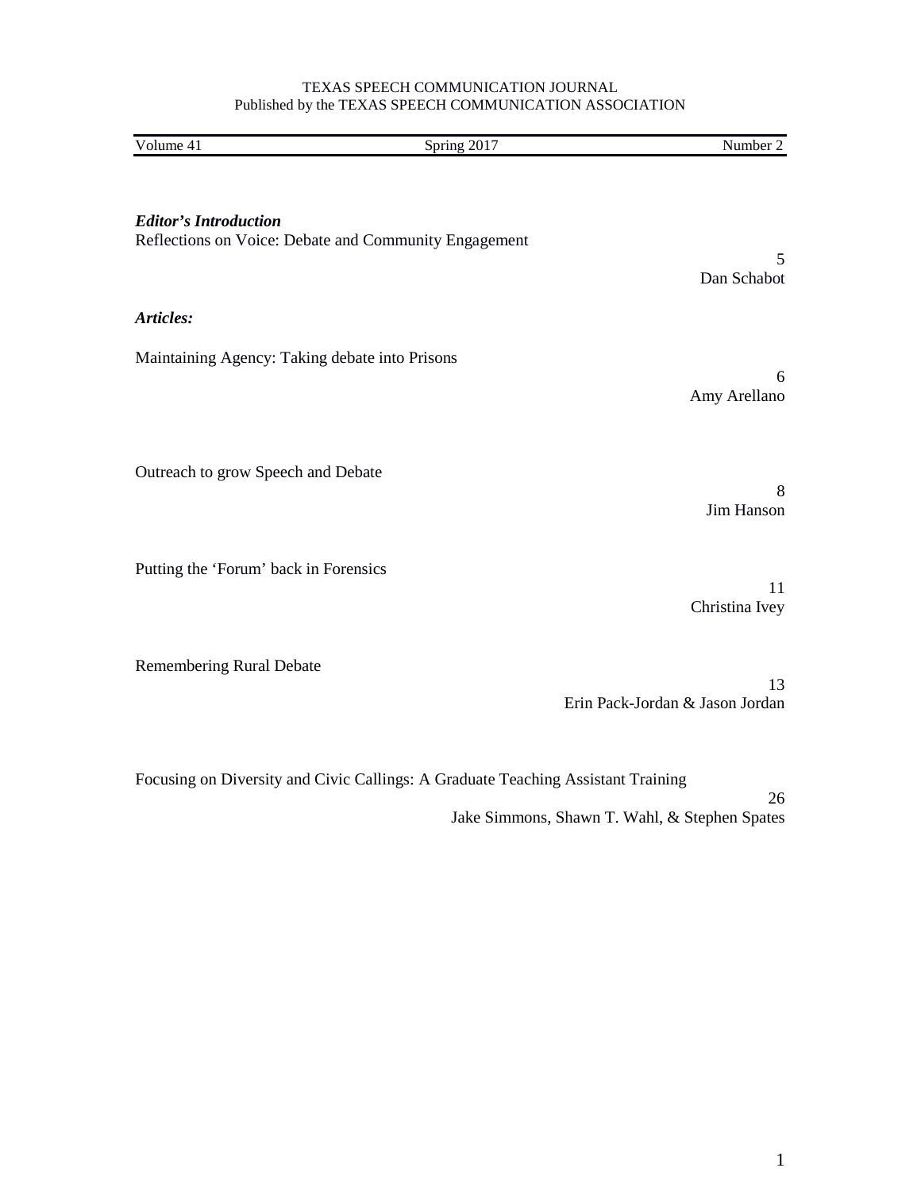TEXAS SPEECH COMMUNICATION JOURNAL
Published by the TEXAS SPEECH COMMUNICATION ASSOCIATION

Volume 41 | Spring 2017 | Number 2

***Editor's Introduction***

Reflections on Voice: Debate and Community Engagement — 5
Dan Schabot

***Articles:***

Maintaining Agency: Taking debate into Prisons — 6
Amy Arellano

Outreach to grow Speech and Debate — 8
Jim Hanson

Putting the 'Forum' back in Forensics — 11
Christina Ivey

Remembering Rural Debate — 13
Erin Pack-Jordan & Jason Jordan

Focusing on Diversity and Civic Callings: A Graduate Teaching Assistant Training — 26
Jake Simmons, Shawn T. Wahl, & Stephen Spates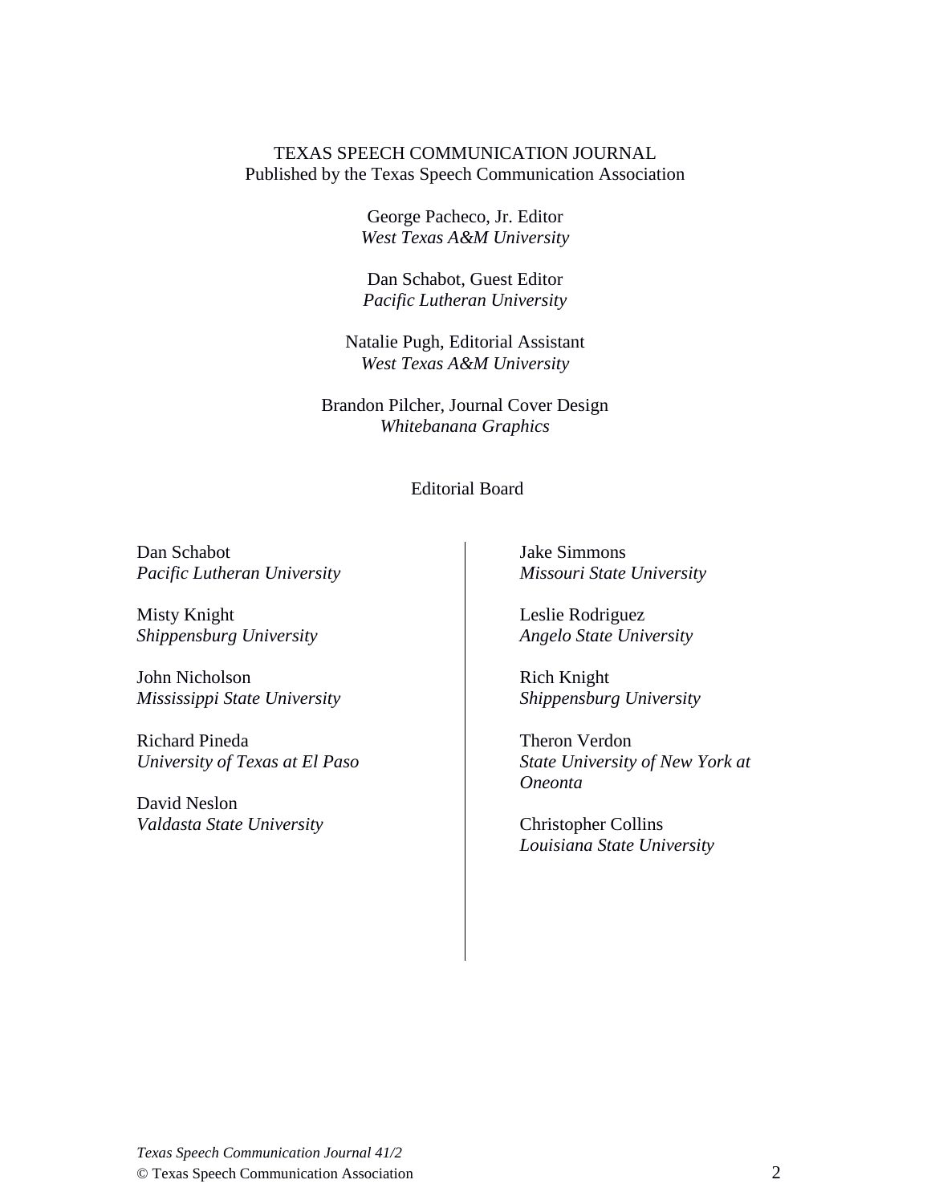TEXAS SPEECH COMMUNICATION JOURNAL
Published by the Texas Speech Communication Association

George Pacheco, Jr. Editor
*West Texas A&M University*

Dan Schabot, Guest Editor
*Pacific Lutheran University*

Natalie Pugh, Editorial Assistant
*West Texas A&M University*

Brandon Pilcher, Journal Cover Design
*Whitebanana Graphics*

Editorial Board

Dan Schabot
*Pacific Lutheran University*

Misty Knight
*Shippensburg University*

John Nicholson
*Mississippi State University*

Richard Pineda
*University of Texas at El Paso*

David Neslon
*Valdasta State University*

Jake Simmons
*Missouri State University*

Leslie Rodriguez
*Angelo State University*

Rich Knight
*Shippensburg University*

Theron Verdon
*State University of New York at Oneonta*

Christopher Collins
*Louisiana State University*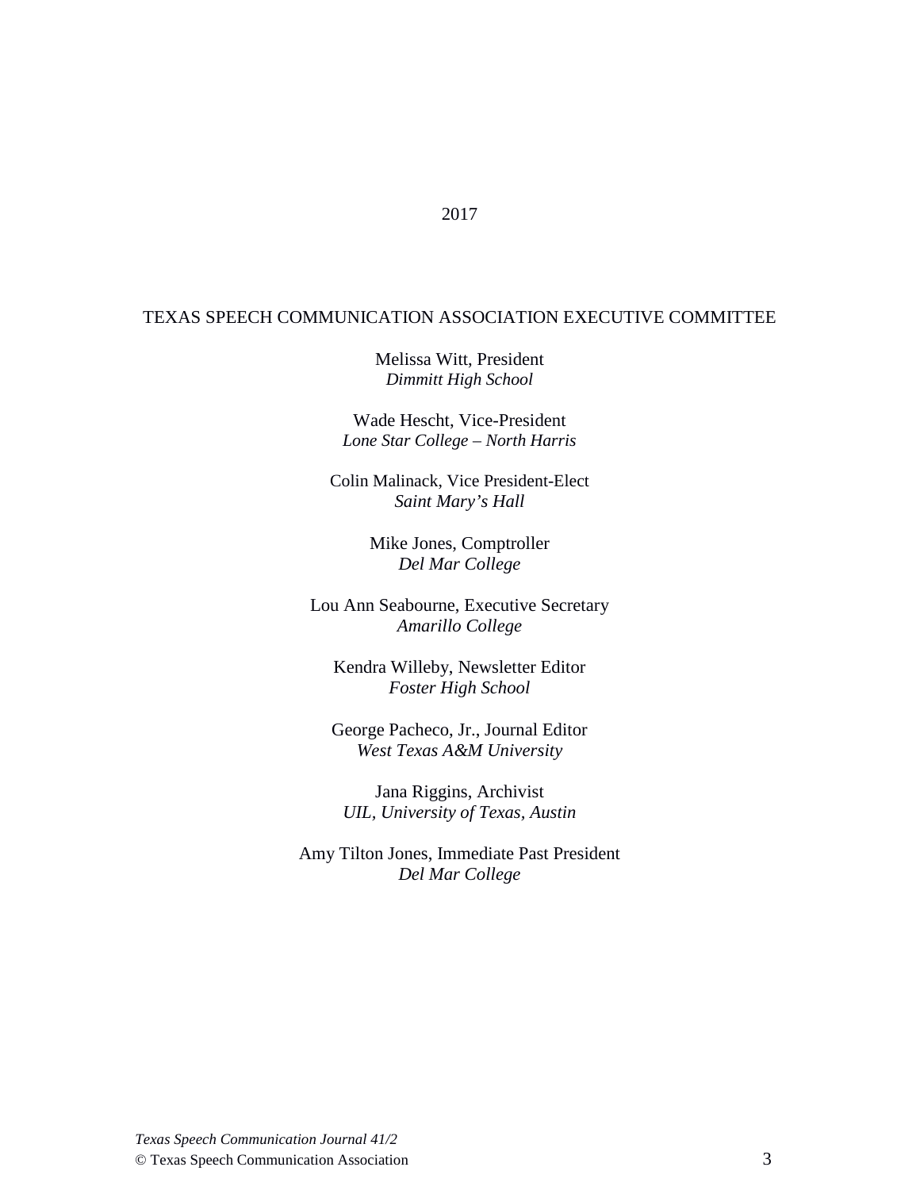2017

## TEXAS SPEECH COMMUNICATION ASSOCIATION EXECUTIVE COMMITTEE

Melissa Witt, President
*Dimmitt High School*

Wade Hescht, Vice-President
*Lone Star College – North Harris*

Colin Malinack, Vice President-Elect
*Saint Mary's Hall*

Mike Jones, Comptroller
*Del Mar College*

Lou Ann Seabourne, Executive Secretary
*Amarillo College*

Kendra Willeby, Newsletter Editor
*Foster High School*

George Pacheco, Jr., Journal Editor
*West Texas A&M University*

Jana Riggins, Archivist
*UIL, University of Texas, Austin*

Amy Tilton Jones, Immediate Past President
*Del Mar College*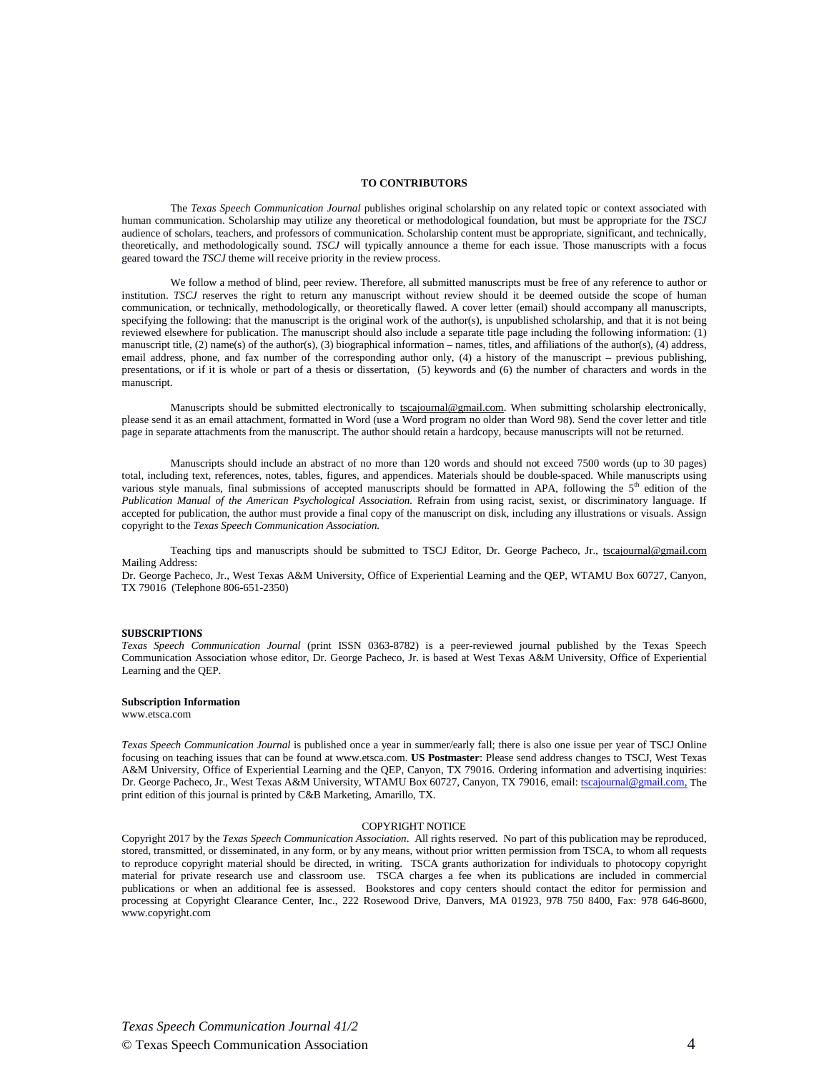## TO CONTRIBUTORS

The *Texas Speech Communication Journal* publishes original scholarship on any related topic or context associated with human communication. Scholarship may utilize any theoretical or methodological foundation, but must be appropriate for the *TSCJ* audience of scholars, teachers, and professors of communication. Scholarship content must be appropriate, significant, and technically, theoretically, and methodologically sound. *TSCJ* will typically announce a theme for each issue. Those manuscripts with a focus geared toward the *TSCJ* theme will receive priority in the review process.

We follow a method of blind, peer review. Therefore, all submitted manuscripts must be free of any reference to author or institution. *TSCJ* reserves the right to return any manuscript without review should it be deemed outside the scope of human communication, or technically, methodologically, or theoretically flawed. A cover letter (email) should accompany all manuscripts, specifying the following: that the manuscript is the original work of the author(s), is unpublished scholarship, and that it is not being reviewed elsewhere for publication. The manuscript should also include a separate title page including the following information: (1) manuscript title, (2) name(s) of the author(s), (3) biographical information – names, titles, and affiliations of the author(s), (4) address, email address, phone, and fax number of the corresponding author only, (4) a history of the manuscript – previous publishing, presentations, or if it is whole or part of a thesis or dissertation, (5) keywords and (6) the number of characters and words in the manuscript.

Manuscripts should be submitted electronically to tscajournal@gmail.com. When submitting scholarship electronically, please send it as an email attachment, formatted in Word (use a Word program no older than Word 98). Send the cover letter and title page in separate attachments from the manuscript. The author should retain a hardcopy, because manuscripts will not be returned.

Manuscripts should include an abstract of no more than 120 words and should not exceed 7500 words (up to 30 pages) total, including text, references, notes, tables, figures, and appendices. Materials should be double-spaced. While manuscripts using various style manuals, final submissions of accepted manuscripts should be formatted in APA, following the 5th edition of the *Publication Manual of the American Psychological Association.* Refrain from using racist, sexist, or discriminatory language. If accepted for publication, the author must provide a final copy of the manuscript on disk, including any illustrations or visuals. Assign copyright to the *Texas Speech Communication Association.*

Teaching tips and manuscripts should be submitted to TSCJ Editor, Dr. George Pacheco, Jr., tscajournal@gmail.com
Mailing Address:
Dr. George Pacheco, Jr., West Texas A&M University, Office of Experiential Learning and the QEP, WTAMU Box 60727, Canyon, TX 79016 (Telephone 806-651-2350)

**SUBSCRIPTIONS**
*Texas Speech Communication Journal* (print ISSN 0363-8782) is a peer-reviewed journal published by the Texas Speech Communication Association whose editor, Dr. George Pacheco, Jr. is based at West Texas A&M University, Office of Experiential Learning and the QEP.

**Subscription Information**
www.etsca.com

*Texas Speech Communication Journal* is published once a year in summer/early fall; there is also one issue per year of TSCJ Online focusing on teaching issues that can be found at www.etsca.com. **US Postmaster**: Please send address changes to TSCJ, West Texas A&M University, Office of Experiential Learning and the QEP, Canyon, TX 79016. Ordering information and advertising inquiries: Dr. George Pacheco, Jr., West Texas A&M University, WTAMU Box 60727, Canyon, TX 79016, email: tscajournal@gmail.com, The print edition of this journal is printed by C&B Marketing, Amarillo, TX.

COPYRIGHT NOTICE

Copyright 2017 by the *Texas Speech Communication Association*. All rights reserved. No part of this publication may be reproduced, stored, transmitted, or disseminated, in any form, or by any means, without prior written permission from TSCA, to whom all requests to reproduce copyright material should be directed, in writing. TSCA grants authorization for individuals to photocopy copyright material for private research use and classroom use. TSCA charges a fee when its publications are included in commercial publications or when an additional fee is assessed. Bookstores and copy centers should contact the editor for permission and processing at Copyright Clearance Center, Inc., 222 Rosewood Drive, Danvers, MA 01923, 978 750 8400, Fax: 978 646-8600, www.copyright.com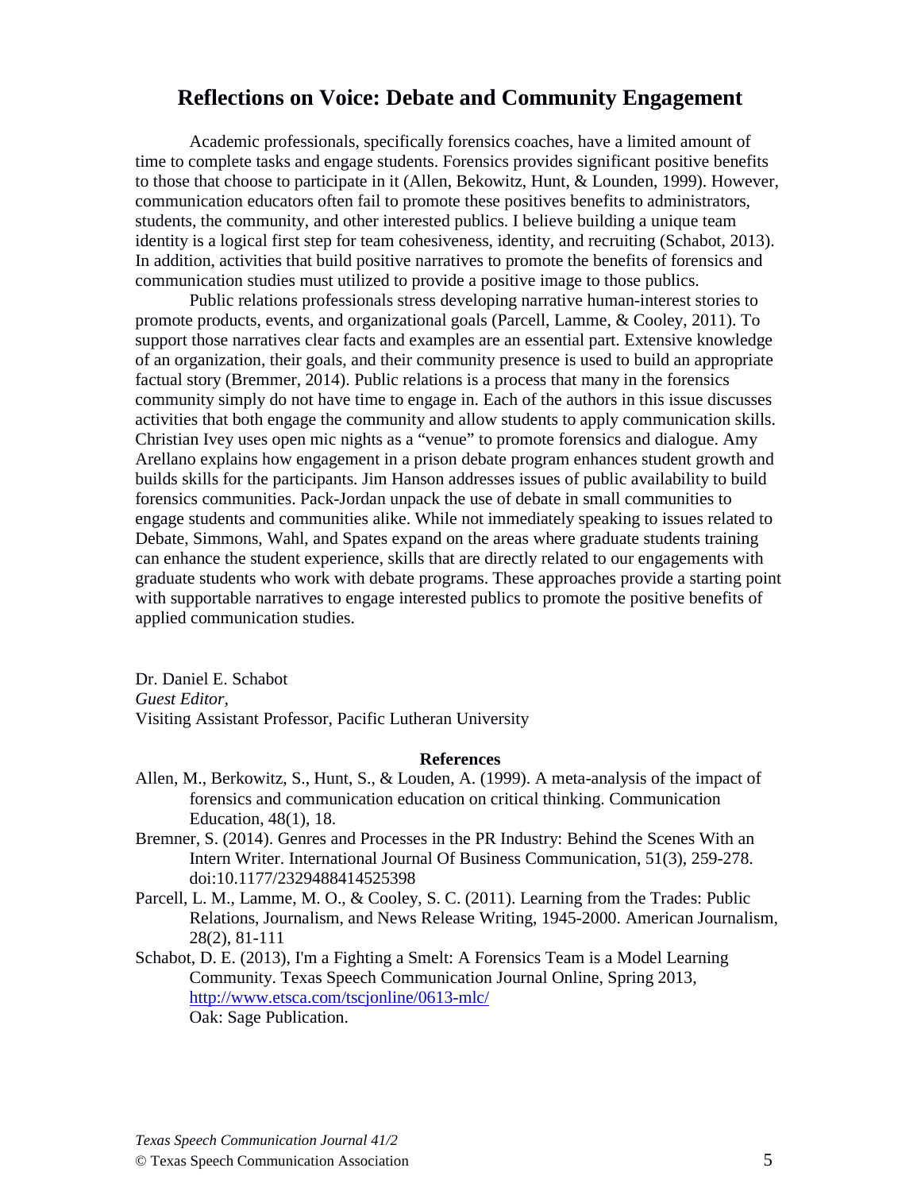# Reflections on Voice: Debate and Community Engagement

Academic professionals, specifically forensics coaches, have a limited amount of time to complete tasks and engage students. Forensics provides significant positive benefits to those that choose to participate in it (Allen, Bekowitz, Hunt, & Lounden, 1999). However, communication educators often fail to promote these positives benefits to administrators, students, the community, and other interested publics. I believe building a unique team identity is a logical first step for team cohesiveness, identity, and recruiting (Schabot, 2013). In addition, activities that build positive narratives to promote the benefits of forensics and communication studies must utilized to provide a positive image to those publics.

Public relations professionals stress developing narrative human-interest stories to promote products, events, and organizational goals (Parcell, Lamme, & Cooley, 2011). To support those narratives clear facts and examples are an essential part. Extensive knowledge of an organization, their goals, and their community presence is used to build an appropriate factual story (Bremmer, 2014). Public relations is a process that many in the forensics community simply do not have time to engage in. Each of the authors in this issue discusses activities that both engage the community and allow students to apply communication skills. Christian Ivey uses open mic nights as a "venue" to promote forensics and dialogue. Amy Arellano explains how engagement in a prison debate program enhances student growth and builds skills for the participants. Jim Hanson addresses issues of public availability to build forensics communities. Pack-Jordan unpack the use of debate in small communities to engage students and communities alike. While not immediately speaking to issues related to Debate, Simmons, Wahl, and Spates expand on the areas where graduate students training can enhance the student experience, skills that are directly related to our engagements with graduate students who work with debate programs. These approaches provide a starting point with supportable narratives to engage interested publics to promote the positive benefits of applied communication studies.

Dr. Daniel E. Schabot  
*Guest Editor,*  
Visiting Assistant Professor, Pacific Lutheran University

**References**

Allen, M., Berkowitz, S., Hunt, S., & Louden, A. (1999). A meta-analysis of the impact of forensics and communication education on critical thinking. Communication Education, 48(1), 18.

Bremner, S. (2014). Genres and Processes in the PR Industry: Behind the Scenes With an Intern Writer. International Journal Of Business Communication, 51(3), 259-278. doi:10.1177/2329488414525398

Parcell, L. M., Lamme, M. O., & Cooley, S. C. (2011). Learning from the Trades: Public Relations, Journalism, and News Release Writing, 1945-2000. American Journalism, 28(2), 81-111

Schabot, D. E. (2013), I'm a Fighting a Smelt: A Forensics Team is a Model Learning Community. Texas Speech Communication Journal Online, Spring 2013, http://www.etsca.com/tscjonline/0613-mlc/  
Oak: Sage Publication.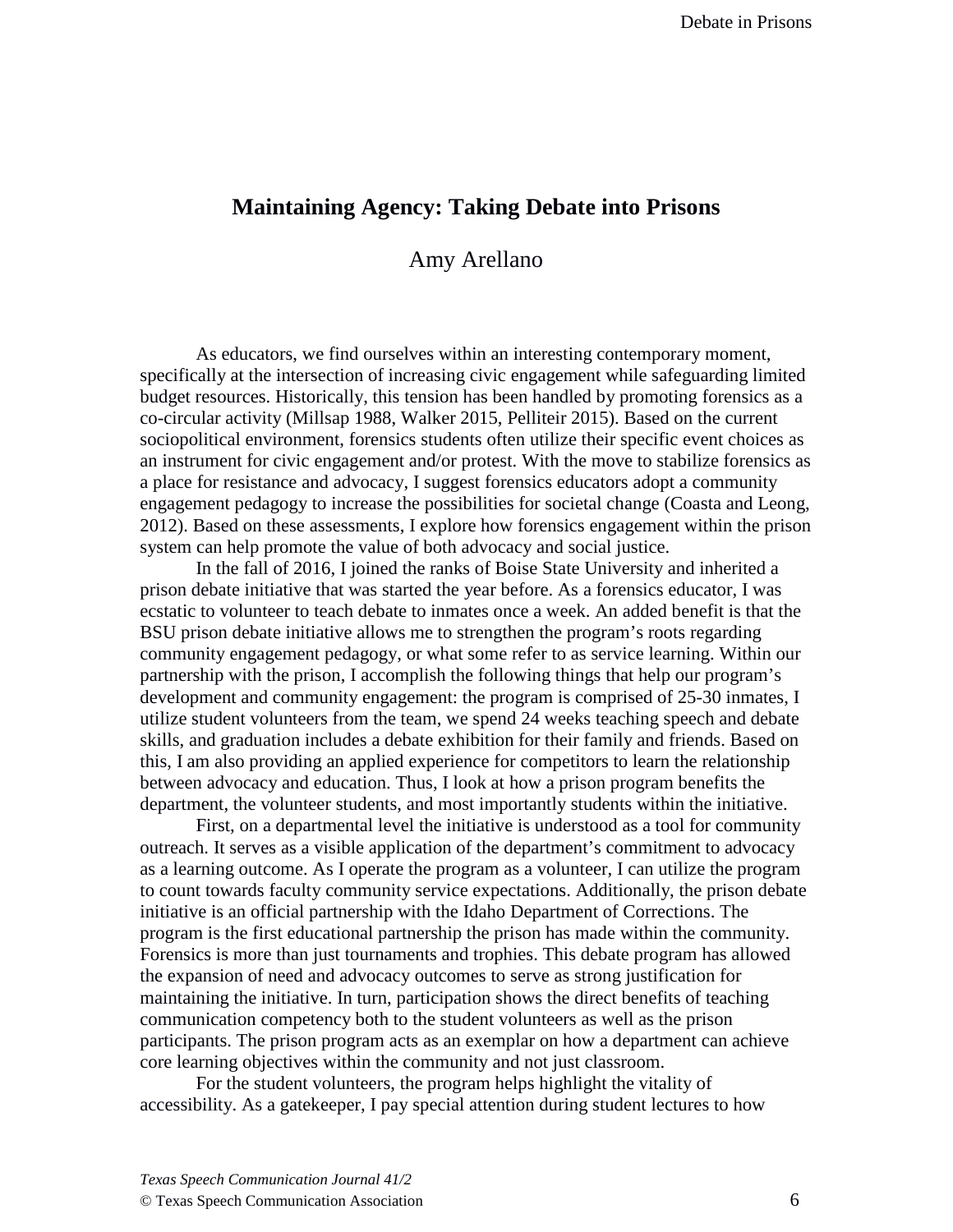# Maintaining Agency: Taking Debate into Prisons

Amy Arellano

As educators, we find ourselves within an interesting contemporary moment, specifically at the intersection of increasing civic engagement while safeguarding limited budget resources. Historically, this tension has been handled by promoting forensics as a co-circular activity (Millsap 1988, Walker 2015, Pelliteir 2015). Based on the current sociopolitical environment, forensics students often utilize their specific event choices as an instrument for civic engagement and/or protest. With the move to stabilize forensics as a place for resistance and advocacy, I suggest forensics educators adopt a community engagement pedagogy to increase the possibilities for societal change (Coasta and Leong, 2012). Based on these assessments, I explore how forensics engagement within the prison system can help promote the value of both advocacy and social justice.

In the fall of 2016, I joined the ranks of Boise State University and inherited a prison debate initiative that was started the year before. As a forensics educator, I was ecstatic to volunteer to teach debate to inmates once a week. An added benefit is that the BSU prison debate initiative allows me to strengthen the program's roots regarding community engagement pedagogy, or what some refer to as service learning. Within our partnership with the prison, I accomplish the following things that help our program's development and community engagement: the program is comprised of 25-30 inmates, I utilize student volunteers from the team, we spend 24 weeks teaching speech and debate skills, and graduation includes a debate exhibition for their family and friends. Based on this, I am also providing an applied experience for competitors to learn the relationship between advocacy and education. Thus, I look at how a prison program benefits the department, the volunteer students, and most importantly students within the initiative.

First, on a departmental level the initiative is understood as a tool for community outreach. It serves as a visible application of the department's commitment to advocacy as a learning outcome. As I operate the program as a volunteer, I can utilize the program to count towards faculty community service expectations. Additionally, the prison debate initiative is an official partnership with the Idaho Department of Corrections. The program is the first educational partnership the prison has made within the community. Forensics is more than just tournaments and trophies. This debate program has allowed the expansion of need and advocacy outcomes to serve as strong justification for maintaining the initiative. In turn, participation shows the direct benefits of teaching communication competency both to the student volunteers as well as the prison participants. The prison program acts as an exemplar on how a department can achieve core learning objectives within the community and not just classroom.

For the student volunteers, the program helps highlight the vitality of accessibility. As a gatekeeper, I pay special attention during student lectures to how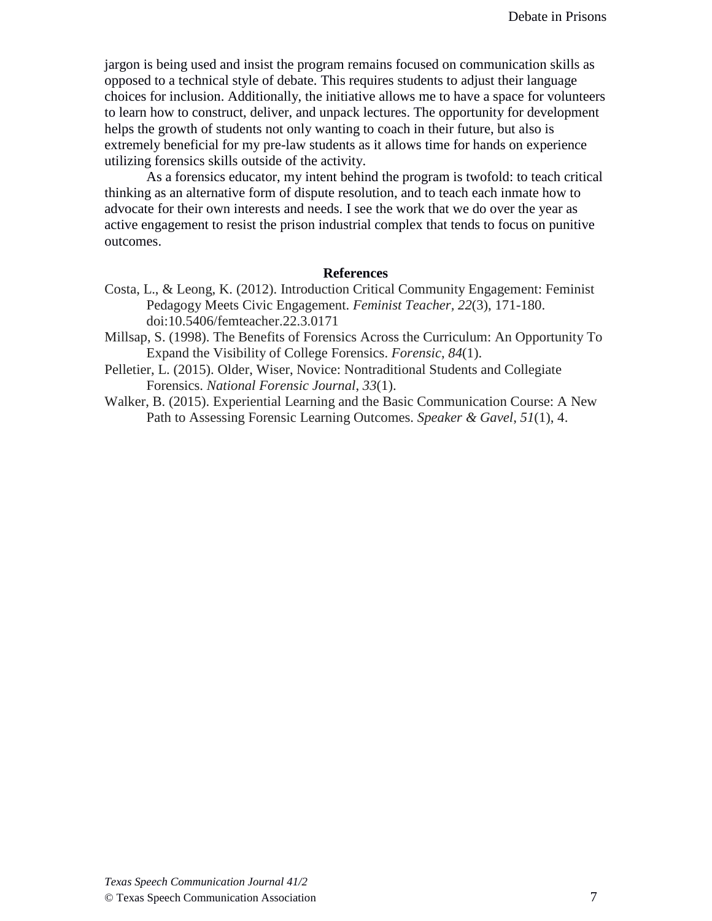jargon is being used and insist the program remains focused on communication skills as opposed to a technical style of debate. This requires students to adjust their language choices for inclusion. Additionally, the initiative allows me to have a space for volunteers to learn how to construct, deliver, and unpack lectures. The opportunity for development helps the growth of students not only wanting to coach in their future, but also is extremely beneficial for my pre-law students as it allows time for hands on experience utilizing forensics skills outside of the activity.

As a forensics educator, my intent behind the program is twofold: to teach critical thinking as an alternative form of dispute resolution, and to teach each inmate how to advocate for their own interests and needs. I see the work that we do over the year as active engagement to resist the prison industrial complex that tends to focus on punitive outcomes.

## References

Costa, L., & Leong, K. (2012). Introduction Critical Community Engagement: Feminist Pedagogy Meets Civic Engagement. *Feminist Teacher, 22*(3), 171-180. doi:10.5406/femteacher.22.3.0171

Millsap, S. (1998). The Benefits of Forensics Across the Curriculum: An Opportunity To Expand the Visibility of College Forensics. *Forensic*, *84*(1).

Pelletier, L. (2015). Older, Wiser, Novice: Nontraditional Students and Collegiate Forensics. *National Forensic Journal*, *33*(1).

Walker, B. (2015). Experiential Learning and the Basic Communication Course: A New Path to Assessing Forensic Learning Outcomes. *Speaker & Gavel*, *51*(1), 4.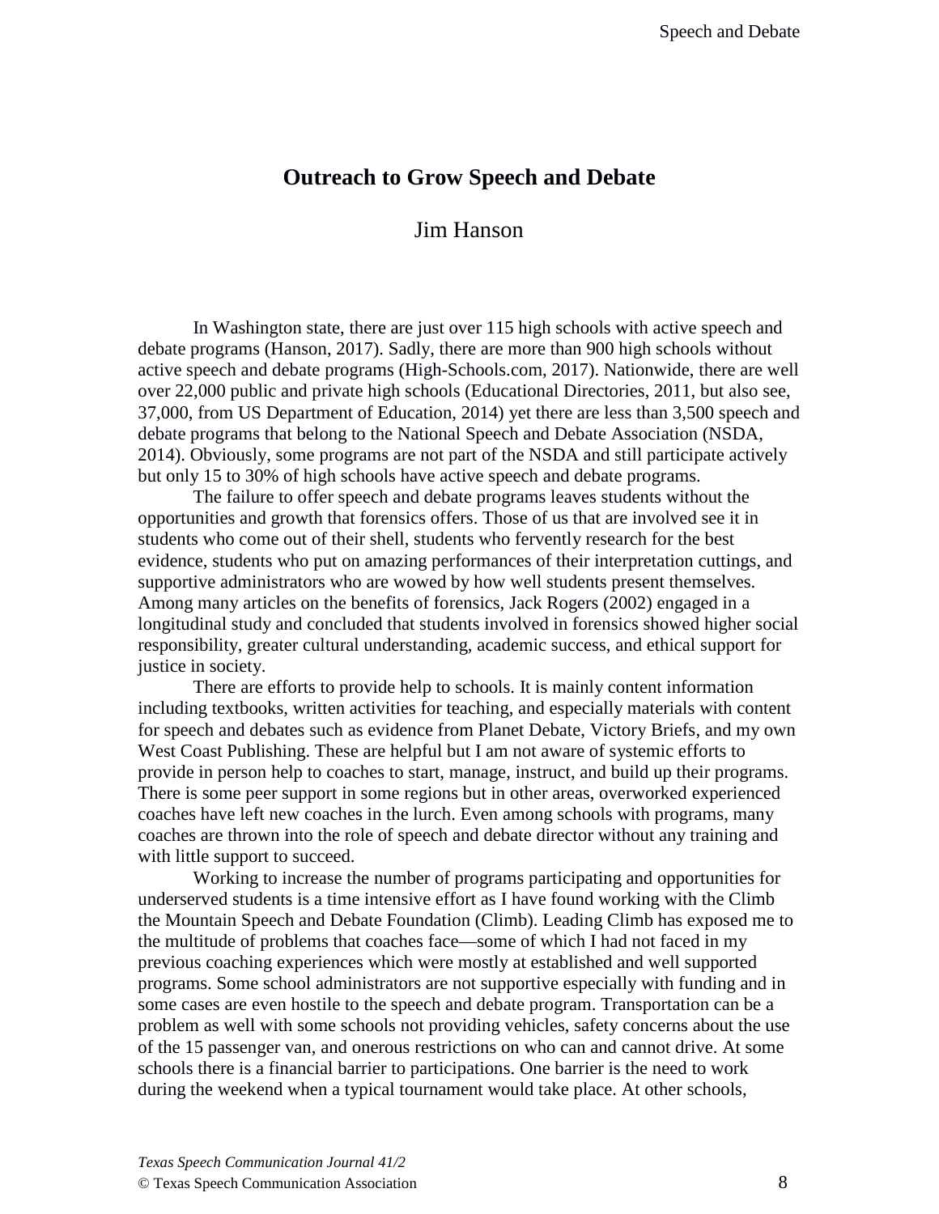# Outreach to Grow Speech and Debate

Jim Hanson

In Washington state, there are just over 115 high schools with active speech and debate programs (Hanson, 2017). Sadly, there are more than 900 high schools without active speech and debate programs (High-Schools.com, 2017). Nationwide, there are well over 22,000 public and private high schools (Educational Directories, 2011, but also see, 37,000, from US Department of Education, 2014) yet there are less than 3,500 speech and debate programs that belong to the National Speech and Debate Association (NSDA, 2014). Obviously, some programs are not part of the NSDA and still participate actively but only 15 to 30% of high schools have active speech and debate programs.

The failure to offer speech and debate programs leaves students without the opportunities and growth that forensics offers. Those of us that are involved see it in students who come out of their shell, students who fervently research for the best evidence, students who put on amazing performances of their interpretation cuttings, and supportive administrators who are wowed by how well students present themselves. Among many articles on the benefits of forensics, Jack Rogers (2002) engaged in a longitudinal study and concluded that students involved in forensics showed higher social responsibility, greater cultural understanding, academic success, and ethical support for justice in society.

There are efforts to provide help to schools. It is mainly content information including textbooks, written activities for teaching, and especially materials with content for speech and debates such as evidence from Planet Debate, Victory Briefs, and my own West Coast Publishing. These are helpful but I am not aware of systemic efforts to provide in person help to coaches to start, manage, instruct, and build up their programs. There is some peer support in some regions but in other areas, overworked experienced coaches have left new coaches in the lurch. Even among schools with programs, many coaches are thrown into the role of speech and debate director without any training and with little support to succeed.

Working to increase the number of programs participating and opportunities for underserved students is a time intensive effort as I have found working with the Climb the Mountain Speech and Debate Foundation (Climb). Leading Climb has exposed me to the multitude of problems that coaches face—some of which I had not faced in my previous coaching experiences which were mostly at established and well supported programs. Some school administrators are not supportive especially with funding and in some cases are even hostile to the speech and debate program. Transportation can be a problem as well with some schools not providing vehicles, safety concerns about the use of the 15 passenger van, and onerous restrictions on who can and cannot drive. At some schools there is a financial barrier to participations. One barrier is the need to work during the weekend when a typical tournament would take place. At other schools,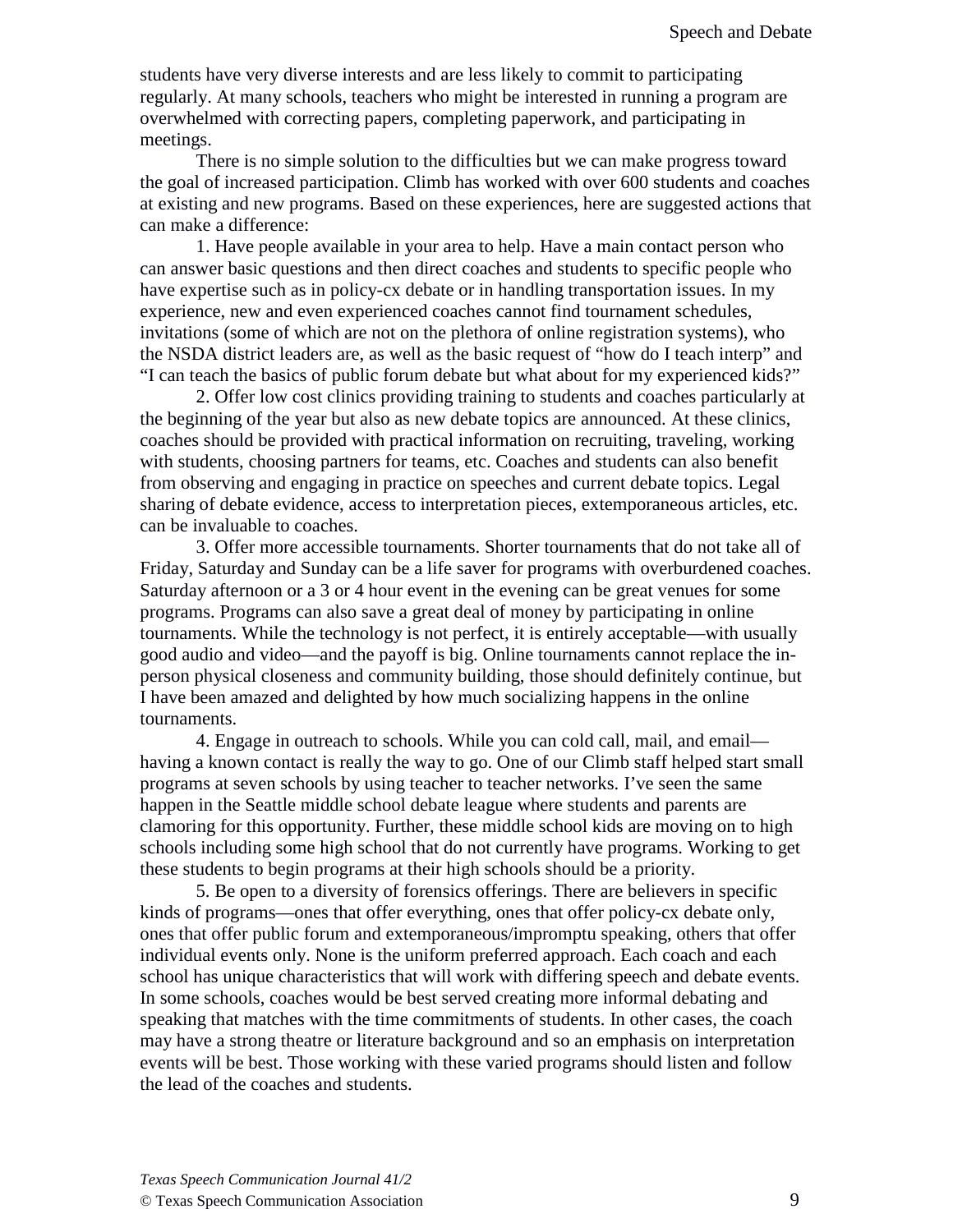students have very diverse interests and are less likely to commit to participating regularly. At many schools, teachers who might be interested in running a program are overwhelmed with correcting papers, completing paperwork, and participating in meetings.

There is no simple solution to the difficulties but we can make progress toward the goal of increased participation. Climb has worked with over 600 students and coaches at existing and new programs. Based on these experiences, here are suggested actions that can make a difference:

1. Have people available in your area to help. Have a main contact person who can answer basic questions and then direct coaches and students to specific people who have expertise such as in policy-cx debate or in handling transportation issues. In my experience, new and even experienced coaches cannot find tournament schedules, invitations (some of which are not on the plethora of online registration systems), who the NSDA district leaders are, as well as the basic request of "how do I teach interp" and "I can teach the basics of public forum debate but what about for my experienced kids?"

2. Offer low cost clinics providing training to students and coaches particularly at the beginning of the year but also as new debate topics are announced. At these clinics, coaches should be provided with practical information on recruiting, traveling, working with students, choosing partners for teams, etc. Coaches and students can also benefit from observing and engaging in practice on speeches and current debate topics. Legal sharing of debate evidence, access to interpretation pieces, extemporaneous articles, etc. can be invaluable to coaches.

3. Offer more accessible tournaments. Shorter tournaments that do not take all of Friday, Saturday and Sunday can be a life saver for programs with overburdened coaches. Saturday afternoon or a 3 or 4 hour event in the evening can be great venues for some programs. Programs can also save a great deal of money by participating in online tournaments. While the technology is not perfect, it is entirely acceptable—with usually good audio and video—and the payoff is big. Online tournaments cannot replace the in-person physical closeness and community building, those should definitely continue, but I have been amazed and delighted by how much socializing happens in the online tournaments.

4. Engage in outreach to schools. While you can cold call, mail, and email—having a known contact is really the way to go. One of our Climb staff helped start small programs at seven schools by using teacher to teacher networks. I've seen the same happen in the Seattle middle school debate league where students and parents are clamoring for this opportunity. Further, these middle school kids are moving on to high schools including some high school that do not currently have programs. Working to get these students to begin programs at their high schools should be a priority.

5. Be open to a diversity of forensics offerings. There are believers in specific kinds of programs—ones that offer everything, ones that offer policy-cx debate only, ones that offer public forum and extemporaneous/impromptu speaking, others that offer individual events only. None is the uniform preferred approach. Each coach and each school has unique characteristics that will work with differing speech and debate events. In some schools, coaches would be best served creating more informal debating and speaking that matches with the time commitments of students. In other cases, the coach may have a strong theatre or literature background and so an emphasis on interpretation events will be best. Those working with these varied programs should listen and follow the lead of the coaches and students.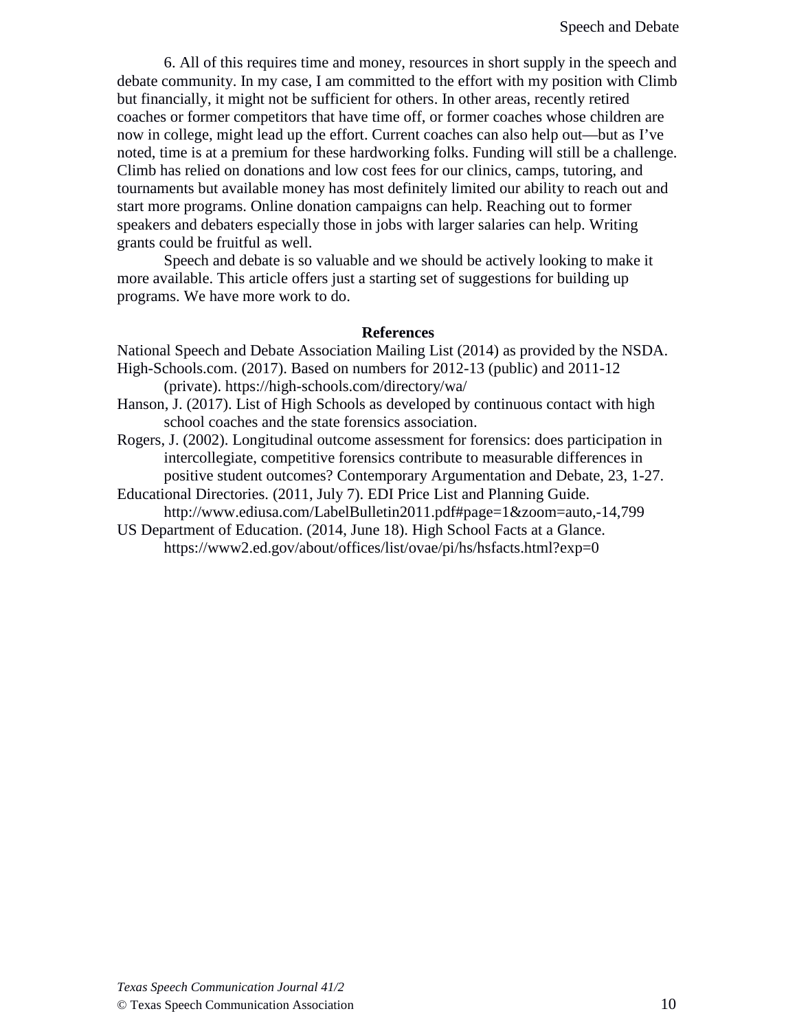6. All of this requires time and money, resources in short supply in the speech and debate community. In my case, I am committed to the effort with my position with Climb but financially, it might not be sufficient for others. In other areas, recently retired coaches or former competitors that have time off, or former coaches whose children are now in college, might lead up the effort. Current coaches can also help out—but as I've noted, time is at a premium for these hardworking folks. Funding will still be a challenge. Climb has relied on donations and low cost fees for our clinics, camps, tutoring, and tournaments but available money has most definitely limited our ability to reach out and start more programs. Online donation campaigns can help. Reaching out to former speakers and debaters especially those in jobs with larger salaries can help. Writing grants could be fruitful as well.

Speech and debate is so valuable and we should be actively looking to make it more available. This article offers just a starting set of suggestions for building up programs. We have more work to do.

## References

National Speech and Debate Association Mailing List (2014) as provided by the NSDA.

High-Schools.com. (2017). Based on numbers for 2012-13 (public) and 2011-12 (private). https://high-schools.com/directory/wa/

Hanson, J. (2017). List of High Schools as developed by continuous contact with high school coaches and the state forensics association.

Rogers, J. (2002). Longitudinal outcome assessment for forensics: does participation in intercollegiate, competitive forensics contribute to measurable differences in positive student outcomes? Contemporary Argumentation and Debate, 23, 1-27.

Educational Directories. (2011, July 7). EDI Price List and Planning Guide. http://www.ediusa.com/LabelBulletin2011.pdf#page=1&zoom=auto,-14,799

US Department of Education. (2014, June 18). High School Facts at a Glance. https://www2.ed.gov/about/offices/list/ovae/pi/hs/hsfacts.html?exp=0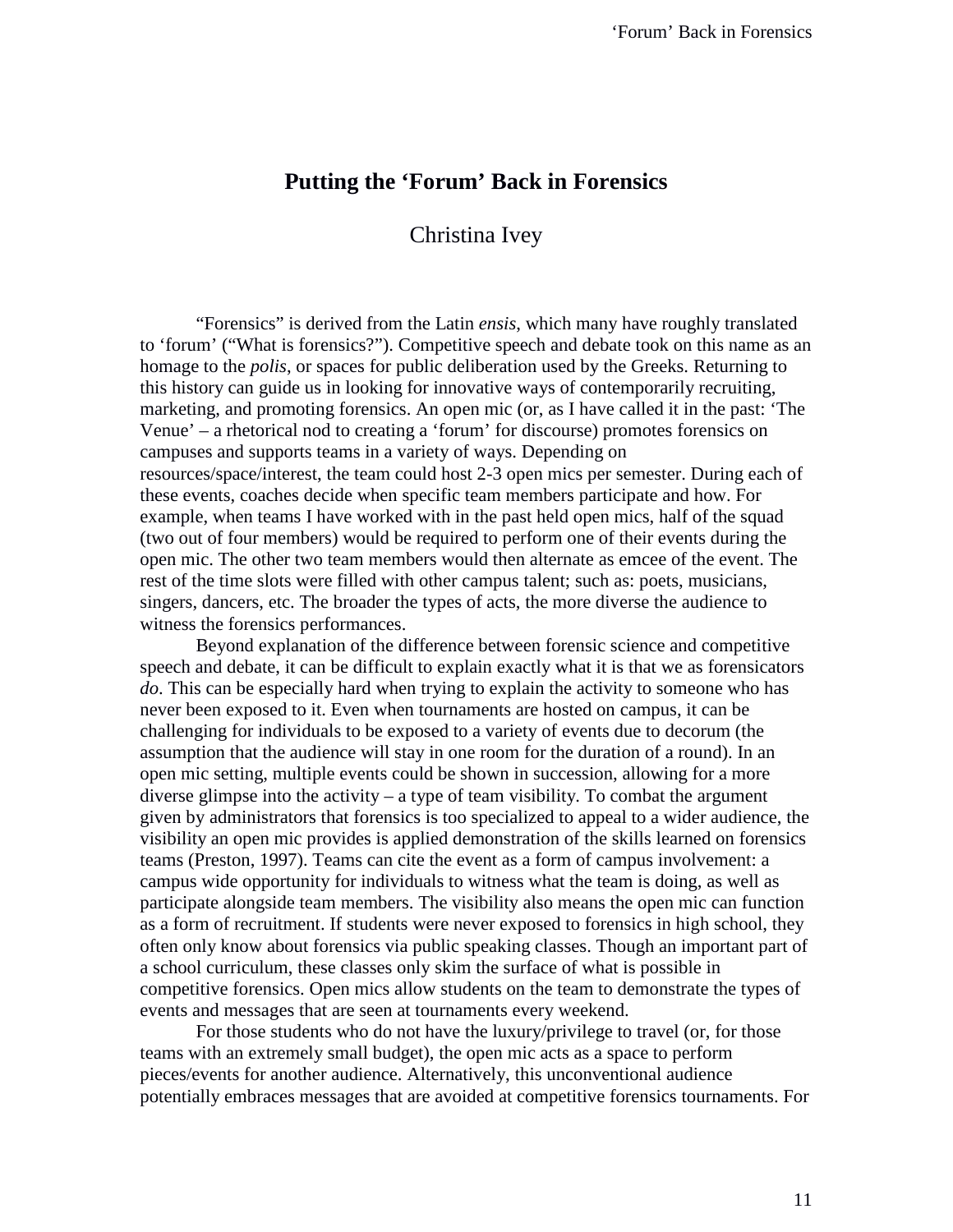# Putting the 'Forum' Back in Forensics

Christina Ivey

"Forensics" is derived from the Latin *ensis*, which many have roughly translated to 'forum' ("What is forensics?"). Competitive speech and debate took on this name as an homage to the *polis*, or spaces for public deliberation used by the Greeks. Returning to this history can guide us in looking for innovative ways of contemporarily recruiting, marketing, and promoting forensics. An open mic (or, as I have called it in the past: 'The Venue' – a rhetorical nod to creating a 'forum' for discourse) promotes forensics on campuses and supports teams in a variety of ways. Depending on resources/space/interest, the team could host 2-3 open mics per semester. During each of these events, coaches decide when specific team members participate and how. For example, when teams I have worked with in the past held open mics, half of the squad (two out of four members) would be required to perform one of their events during the open mic. The other two team members would then alternate as emcee of the event. The rest of the time slots were filled with other campus talent; such as: poets, musicians, singers, dancers, etc. The broader the types of acts, the more diverse the audience to witness the forensics performances.

Beyond explanation of the difference between forensic science and competitive speech and debate, it can be difficult to explain exactly what it is that we as forensicators *do*. This can be especially hard when trying to explain the activity to someone who has never been exposed to it. Even when tournaments are hosted on campus, it can be challenging for individuals to be exposed to a variety of events due to decorum (the assumption that the audience will stay in one room for the duration of a round). In an open mic setting, multiple events could be shown in succession, allowing for a more diverse glimpse into the activity – a type of team visibility. To combat the argument given by administrators that forensics is too specialized to appeal to a wider audience, the visibility an open mic provides is applied demonstration of the skills learned on forensics teams (Preston, 1997). Teams can cite the event as a form of campus involvement: a campus wide opportunity for individuals to witness what the team is doing, as well as participate alongside team members. The visibility also means the open mic can function as a form of recruitment. If students were never exposed to forensics in high school, they often only know about forensics via public speaking classes. Though an important part of a school curriculum, these classes only skim the surface of what is possible in competitive forensics. Open mics allow students on the team to demonstrate the types of events and messages that are seen at tournaments every weekend.

For those students who do not have the luxury/privilege to travel (or, for those teams with an extremely small budget), the open mic acts as a space to perform pieces/events for another audience. Alternatively, this unconventional audience potentially embraces messages that are avoided at competitive forensics tournaments. For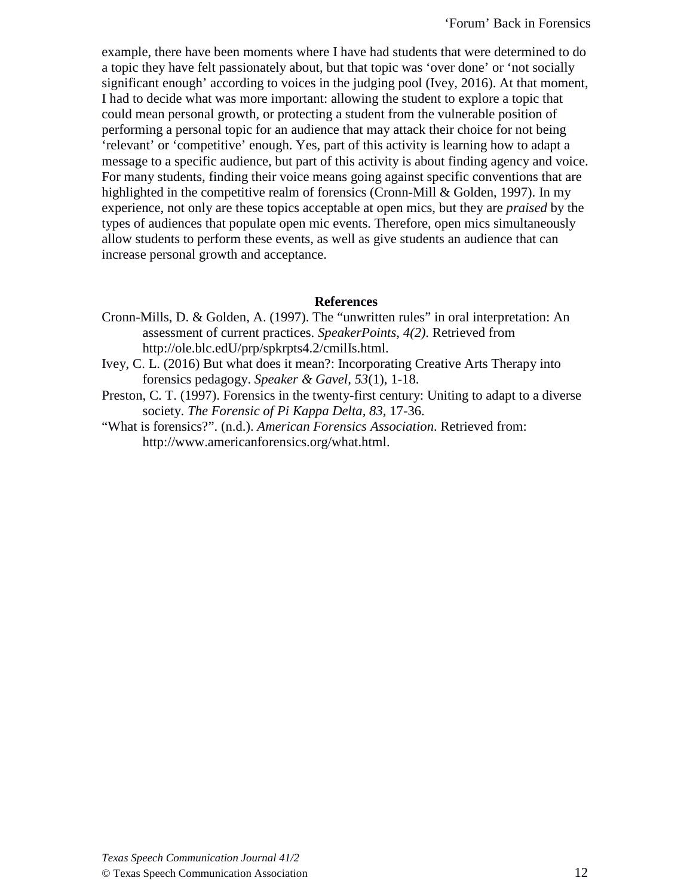example, there have been moments where I have had students that were determined to do a topic they have felt passionately about, but that topic was 'over done' or 'not socially significant enough' according to voices in the judging pool (Ivey, 2016). At that moment, I had to decide what was more important: allowing the student to explore a topic that could mean personal growth, or protecting a student from the vulnerable position of performing a personal topic for an audience that may attack their choice for not being 'relevant' or 'competitive' enough. Yes, part of this activity is learning how to adapt a message to a specific audience, but part of this activity is about finding agency and voice. For many students, finding their voice means going against specific conventions that are highlighted in the competitive realm of forensics (Cronn-Mill & Golden, 1997). In my experience, not only are these topics acceptable at open mics, but they are *praised* by the types of audiences that populate open mic events. Therefore, open mics simultaneously allow students to perform these events, as well as give students an audience that can increase personal growth and acceptance.

## References

Cronn-Mills, D. & Golden, A. (1997). The "unwritten rules" in oral interpretation: An assessment of current practices. *SpeakerPoints, 4(2)*. Retrieved from http://ole.blc.edU/prp/spkrpts4.2/cmilIs.html.

Ivey, C. L. (2016) But what does it mean?: Incorporating Creative Arts Therapy into forensics pedagogy. *Speaker & Gavel, 53*(1), 1-18.

Preston, C. T. (1997). Forensics in the twenty-first century: Uniting to adapt to a diverse society. *The Forensic of Pi Kappa Delta, 83*, 17-36.

"What is forensics?". (n.d.). *American Forensics Association*. Retrieved from: http://www.americanforensics.org/what.html.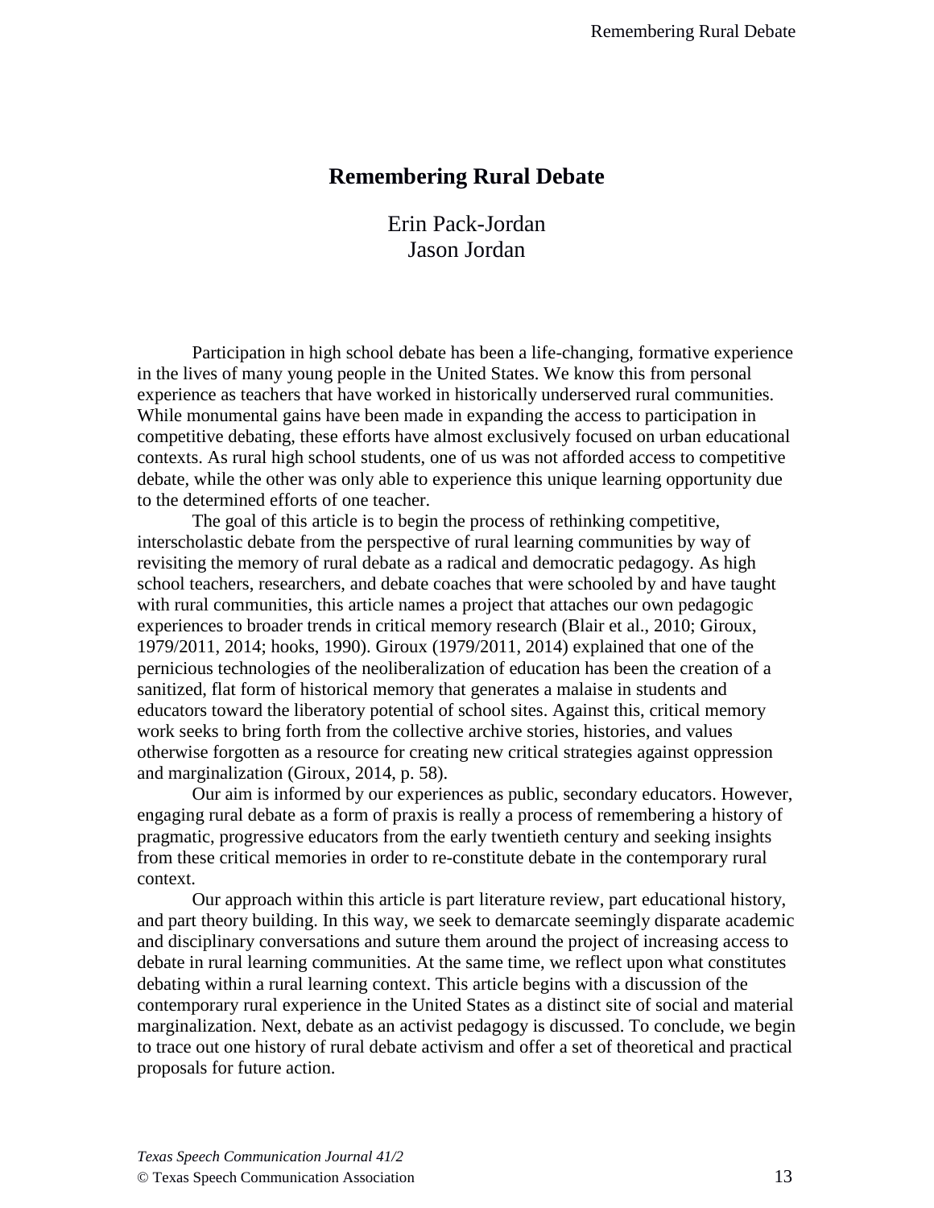# Remembering Rural Debate

Erin Pack-Jordan
Jason Jordan

Participation in high school debate has been a life-changing, formative experience in the lives of many young people in the United States. We know this from personal experience as teachers that have worked in historically underserved rural communities. While monumental gains have been made in expanding the access to participation in competitive debating, these efforts have almost exclusively focused on urban educational contexts. As rural high school students, one of us was not afforded access to competitive debate, while the other was only able to experience this unique learning opportunity due to the determined efforts of one teacher.

The goal of this article is to begin the process of rethinking competitive, interscholastic debate from the perspective of rural learning communities by way of revisiting the memory of rural debate as a radical and democratic pedagogy. As high school teachers, researchers, and debate coaches that were schooled by and have taught with rural communities, this article names a project that attaches our own pedagogic experiences to broader trends in critical memory research (Blair et al., 2010; Giroux, 1979/2011, 2014; hooks, 1990). Giroux (1979/2011, 2014) explained that one of the pernicious technologies of the neoliberalization of education has been the creation of a sanitized, flat form of historical memory that generates a malaise in students and educators toward the liberatory potential of school sites. Against this, critical memory work seeks to bring forth from the collective archive stories, histories, and values otherwise forgotten as a resource for creating new critical strategies against oppression and marginalization (Giroux, 2014, p. 58).

Our aim is informed by our experiences as public, secondary educators. However, engaging rural debate as a form of praxis is really a process of remembering a history of pragmatic, progressive educators from the early twentieth century and seeking insights from these critical memories in order to re-constitute debate in the contemporary rural context.

Our approach within this article is part literature review, part educational history, and part theory building. In this way, we seek to demarcate seemingly disparate academic and disciplinary conversations and suture them around the project of increasing access to debate in rural learning communities. At the same time, we reflect upon what constitutes debating within a rural learning context. This article begins with a discussion of the contemporary rural experience in the United States as a distinct site of social and material marginalization. Next, debate as an activist pedagogy is discussed. To conclude, we begin to trace out one history of rural debate activism and offer a set of theoretical and practical proposals for future action.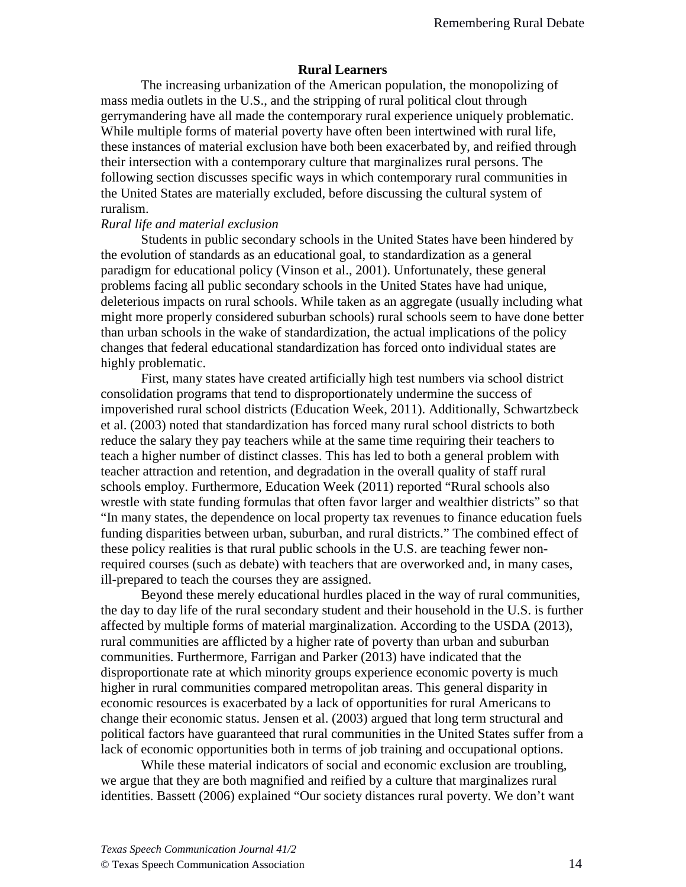## Rural Learners

The increasing urbanization of the American population, the monopolizing of mass media outlets in the U.S., and the stripping of rural political clout through gerrymandering have all made the contemporary rural experience uniquely problematic. While multiple forms of material poverty have often been intertwined with rural life, these instances of material exclusion have both been exacerbated by, and reified through their intersection with a contemporary culture that marginalizes rural persons. The following section discusses specific ways in which contemporary rural communities in the United States are materially excluded, before discussing the cultural system of ruralism.

*Rural life and material exclusion*

Students in public secondary schools in the United States have been hindered by the evolution of standards as an educational goal, to standardization as a general paradigm for educational policy (Vinson et al., 2001). Unfortunately, these general problems facing all public secondary schools in the United States have had unique, deleterious impacts on rural schools. While taken as an aggregate (usually including what might more properly considered suburban schools) rural schools seem to have done better than urban schools in the wake of standardization, the actual implications of the policy changes that federal educational standardization has forced onto individual states are highly problematic.

First, many states have created artificially high test numbers via school district consolidation programs that tend to disproportionately undermine the success of impoverished rural school districts (Education Week, 2011). Additionally, Schwartzbeck et al. (2003) noted that standardization has forced many rural school districts to both reduce the salary they pay teachers while at the same time requiring their teachers to teach a higher number of distinct classes. This has led to both a general problem with teacher attraction and retention, and degradation in the overall quality of staff rural schools employ. Furthermore, Education Week (2011) reported "Rural schools also wrestle with state funding formulas that often favor larger and wealthier districts" so that "In many states, the dependence on local property tax revenues to finance education fuels funding disparities between urban, suburban, and rural districts." The combined effect of these policy realities is that rural public schools in the U.S. are teaching fewer non-required courses (such as debate) with teachers that are overworked and, in many cases, ill-prepared to teach the courses they are assigned.

Beyond these merely educational hurdles placed in the way of rural communities, the day to day life of the rural secondary student and their household in the U.S. is further affected by multiple forms of material marginalization. According to the USDA (2013), rural communities are afflicted by a higher rate of poverty than urban and suburban communities. Furthermore, Farrigan and Parker (2013) have indicated that the disproportionate rate at which minority groups experience economic poverty is much higher in rural communities compared metropolitan areas. This general disparity in economic resources is exacerbated by a lack of opportunities for rural Americans to change their economic status. Jensen et al. (2003) argued that long term structural and political factors have guaranteed that rural communities in the United States suffer from a lack of economic opportunities both in terms of job training and occupational options.

While these material indicators of social and economic exclusion are troubling, we argue that they are both magnified and reified by a culture that marginalizes rural identities. Bassett (2006) explained "Our society distances rural poverty. We don't want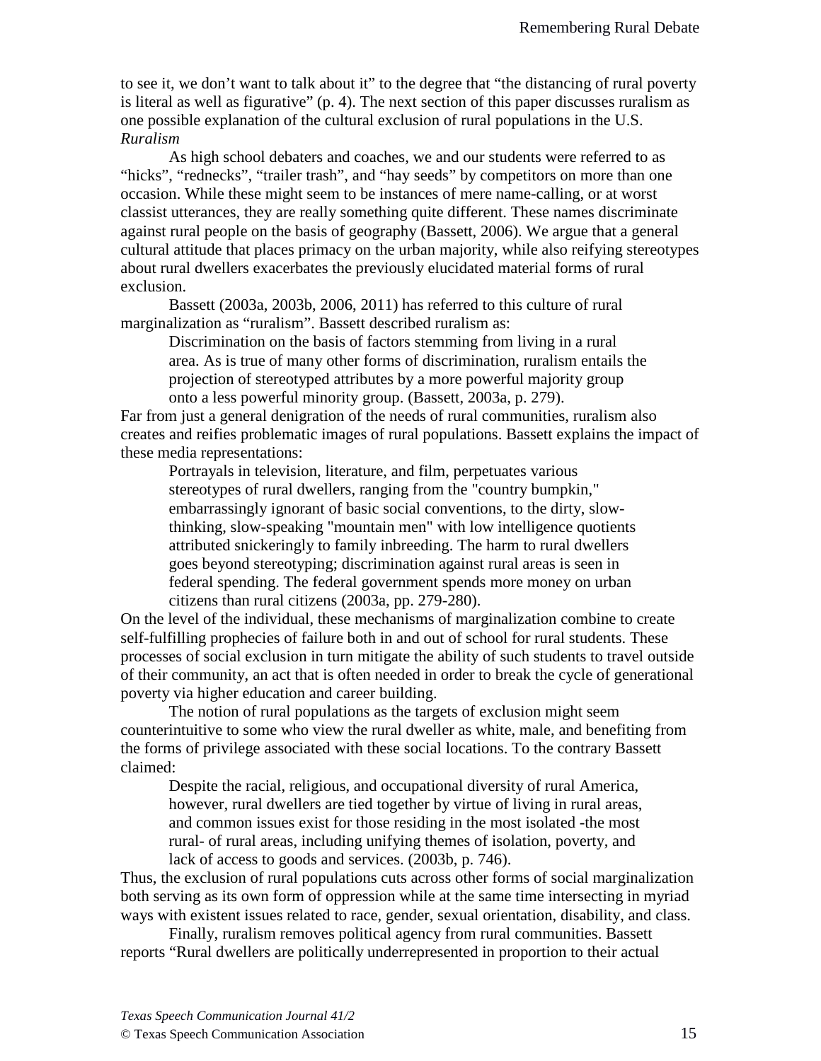to see it, we don't want to talk about it" to the degree that "the distancing of rural poverty is literal as well as figurative" (p. 4). The next section of this paper discusses ruralism as one possible explanation of the cultural exclusion of rural populations in the U.S.

### *Ruralism*

As high school debaters and coaches, we and our students were referred to as "hicks", "rednecks", "trailer trash", and "hay seeds" by competitors on more than one occasion. While these might seem to be instances of mere name-calling, or at worst classist utterances, they are really something quite different. These names discriminate against rural people on the basis of geography (Bassett, 2006). We argue that a general cultural attitude that places primacy on the urban majority, while also reifying stereotypes about rural dwellers exacerbates the previously elucidated material forms of rural exclusion.

Bassett (2003a, 2003b, 2006, 2011) has referred to this culture of rural marginalization as "ruralism". Bassett described ruralism as:

> Discrimination on the basis of factors stemming from living in a rural area. As is true of many other forms of discrimination, ruralism entails the projection of stereotyped attributes by a more powerful majority group onto a less powerful minority group. (Bassett, 2003a, p. 279).

Far from just a general denigration of the needs of rural communities, ruralism also creates and reifies problematic images of rural populations. Bassett explains the impact of these media representations:

> Portrayals in television, literature, and film, perpetuates various stereotypes of rural dwellers, ranging from the "country bumpkin," embarrassingly ignorant of basic social conventions, to the dirty, slow-thinking, slow-speaking "mountain men" with low intelligence quotients attributed snickeringly to family inbreeding. The harm to rural dwellers goes beyond stereotyping; discrimination against rural areas is seen in federal spending. The federal government spends more money on urban citizens than rural citizens (2003a, pp. 279-280).

On the level of the individual, these mechanisms of marginalization combine to create self-fulfilling prophecies of failure both in and out of school for rural students. These processes of social exclusion in turn mitigate the ability of such students to travel outside of their community, an act that is often needed in order to break the cycle of generational poverty via higher education and career building.

The notion of rural populations as the targets of exclusion might seem counterintuitive to some who view the rural dweller as white, male, and benefiting from the forms of privilege associated with these social locations. To the contrary Bassett claimed:

> Despite the racial, religious, and occupational diversity of rural America, however, rural dwellers are tied together by virtue of living in rural areas, and common issues exist for those residing in the most isolated -the most rural- of rural areas, including unifying themes of isolation, poverty, and lack of access to goods and services. (2003b, p. 746).

Thus, the exclusion of rural populations cuts across other forms of social marginalization both serving as its own form of oppression while at the same time intersecting in myriad ways with existent issues related to race, gender, sexual orientation, disability, and class.

Finally, ruralism removes political agency from rural communities. Bassett reports "Rural dwellers are politically underrepresented in proportion to their actual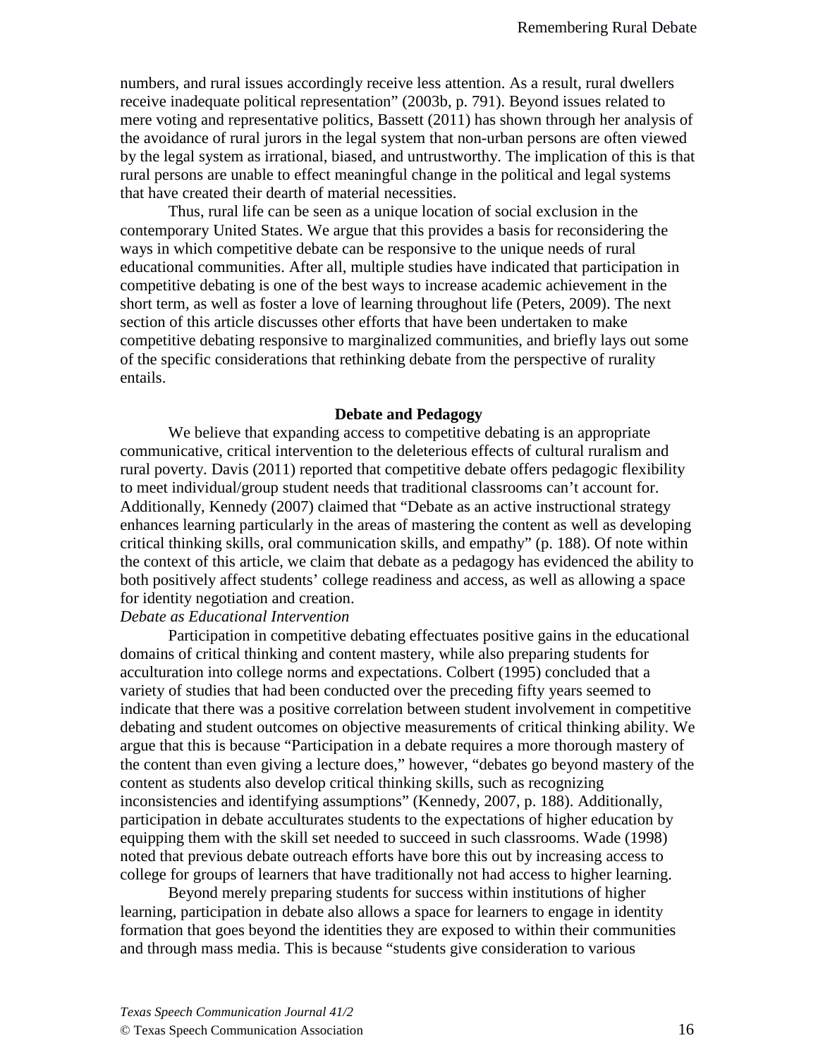numbers, and rural issues accordingly receive less attention. As a result, rural dwellers receive inadequate political representation" (2003b, p. 791). Beyond issues related to mere voting and representative politics, Bassett (2011) has shown through her analysis of the avoidance of rural jurors in the legal system that non-urban persons are often viewed by the legal system as irrational, biased, and untrustworthy. The implication of this is that rural persons are unable to effect meaningful change in the political and legal systems that have created their dearth of material necessities.

Thus, rural life can be seen as a unique location of social exclusion in the contemporary United States. We argue that this provides a basis for reconsidering the ways in which competitive debate can be responsive to the unique needs of rural educational communities. After all, multiple studies have indicated that participation in competitive debating is one of the best ways to increase academic achievement in the short term, as well as foster a love of learning throughout life (Peters, 2009). The next section of this article discusses other efforts that have been undertaken to make competitive debating responsive to marginalized communities, and briefly lays out some of the specific considerations that rethinking debate from the perspective of rurality entails.

## Debate and Pedagogy

We believe that expanding access to competitive debating is an appropriate communicative, critical intervention to the deleterious effects of cultural ruralism and rural poverty. Davis (2011) reported that competitive debate offers pedagogic flexibility to meet individual/group student needs that traditional classrooms can't account for. Additionally, Kennedy (2007) claimed that "Debate as an active instructional strategy enhances learning particularly in the areas of mastering the content as well as developing critical thinking skills, oral communication skills, and empathy" (p. 188). Of note within the context of this article, we claim that debate as a pedagogy has evidenced the ability to both positively affect students' college readiness and access, as well as allowing a space for identity negotiation and creation.

### *Debate as Educational Intervention*

Participation in competitive debating effectuates positive gains in the educational domains of critical thinking and content mastery, while also preparing students for acculturation into college norms and expectations. Colbert (1995) concluded that a variety of studies that had been conducted over the preceding fifty years seemed to indicate that there was a positive correlation between student involvement in competitive debating and student outcomes on objective measurements of critical thinking ability. We argue that this is because "Participation in a debate requires a more thorough mastery of the content than even giving a lecture does," however, "debates go beyond mastery of the content as students also develop critical thinking skills, such as recognizing inconsistencies and identifying assumptions" (Kennedy, 2007, p. 188). Additionally, participation in debate acculturates students to the expectations of higher education by equipping them with the skill set needed to succeed in such classrooms. Wade (1998) noted that previous debate outreach efforts have bore this out by increasing access to college for groups of learners that have traditionally not had access to higher learning.

Beyond merely preparing students for success within institutions of higher learning, participation in debate also allows a space for learners to engage in identity formation that goes beyond the identities they are exposed to within their communities and through mass media. This is because "students give consideration to various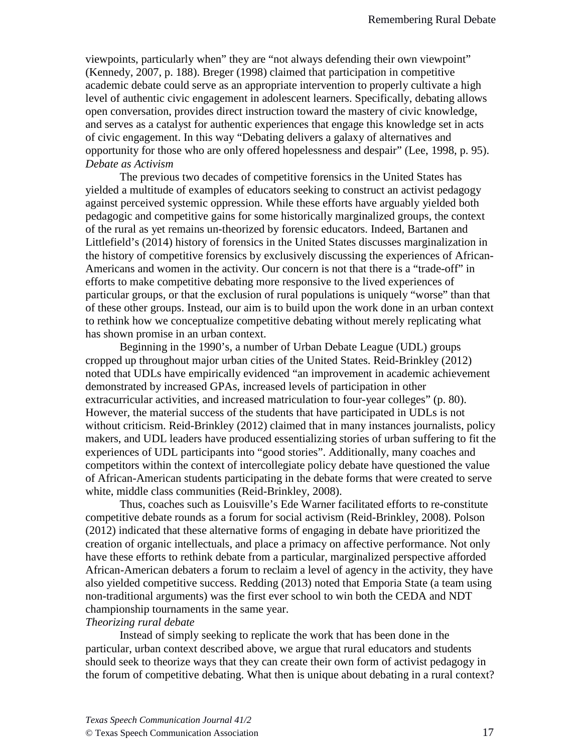viewpoints, particularly when" they are "not always defending their own viewpoint" (Kennedy, 2007, p. 188). Breger (1998) claimed that participation in competitive academic debate could serve as an appropriate intervention to properly cultivate a high level of authentic civic engagement in adolescent learners. Specifically, debating allows open conversation, provides direct instruction toward the mastery of civic knowledge, and serves as a catalyst for authentic experiences that engage this knowledge set in acts of civic engagement. In this way "Debating delivers a galaxy of alternatives and opportunity for those who are only offered hopelessness and despair" (Lee, 1998, p. 95).

*Debate as Activism*

The previous two decades of competitive forensics in the United States has yielded a multitude of examples of educators seeking to construct an activist pedagogy against perceived systemic oppression. While these efforts have arguably yielded both pedagogic and competitive gains for some historically marginalized groups, the context of the rural as yet remains un-theorized by forensic educators. Indeed, Bartanen and Littlefield's (2014) history of forensics in the United States discusses marginalization in the history of competitive forensics by exclusively discussing the experiences of African-Americans and women in the activity. Our concern is not that there is a "trade-off" in efforts to make competitive debating more responsive to the lived experiences of particular groups, or that the exclusion of rural populations is uniquely "worse" than that of these other groups. Instead, our aim is to build upon the work done in an urban context to rethink how we conceptualize competitive debating without merely replicating what has shown promise in an urban context.

Beginning in the 1990's, a number of Urban Debate League (UDL) groups cropped up throughout major urban cities of the United States. Reid-Brinkley (2012) noted that UDLs have empirically evidenced "an improvement in academic achievement demonstrated by increased GPAs, increased levels of participation in other extracurricular activities, and increased matriculation to four-year colleges" (p. 80). However, the material success of the students that have participated in UDLs is not without criticism. Reid-Brinkley (2012) claimed that in many instances journalists, policy makers, and UDL leaders have produced essentializing stories of urban suffering to fit the experiences of UDL participants into "good stories". Additionally, many coaches and competitors within the context of intercollegiate policy debate have questioned the value of African-American students participating in the debate forms that were created to serve white, middle class communities (Reid-Brinkley, 2008).

Thus, coaches such as Louisville's Ede Warner facilitated efforts to re-constitute competitive debate rounds as a forum for social activism (Reid-Brinkley, 2008). Polson (2012) indicated that these alternative forms of engaging in debate have prioritized the creation of organic intellectuals, and place a primacy on affective performance. Not only have these efforts to rethink debate from a particular, marginalized perspective afforded African-American debaters a forum to reclaim a level of agency in the activity, they have also yielded competitive success. Redding (2013) noted that Emporia State (a team using non-traditional arguments) was the first ever school to win both the CEDA and NDT championship tournaments in the same year.

*Theorizing rural debate*

Instead of simply seeking to replicate the work that has been done in the particular, urban context described above, we argue that rural educators and students should seek to theorize ways that they can create their own form of activist pedagogy in the forum of competitive debating. What then is unique about debating in a rural context?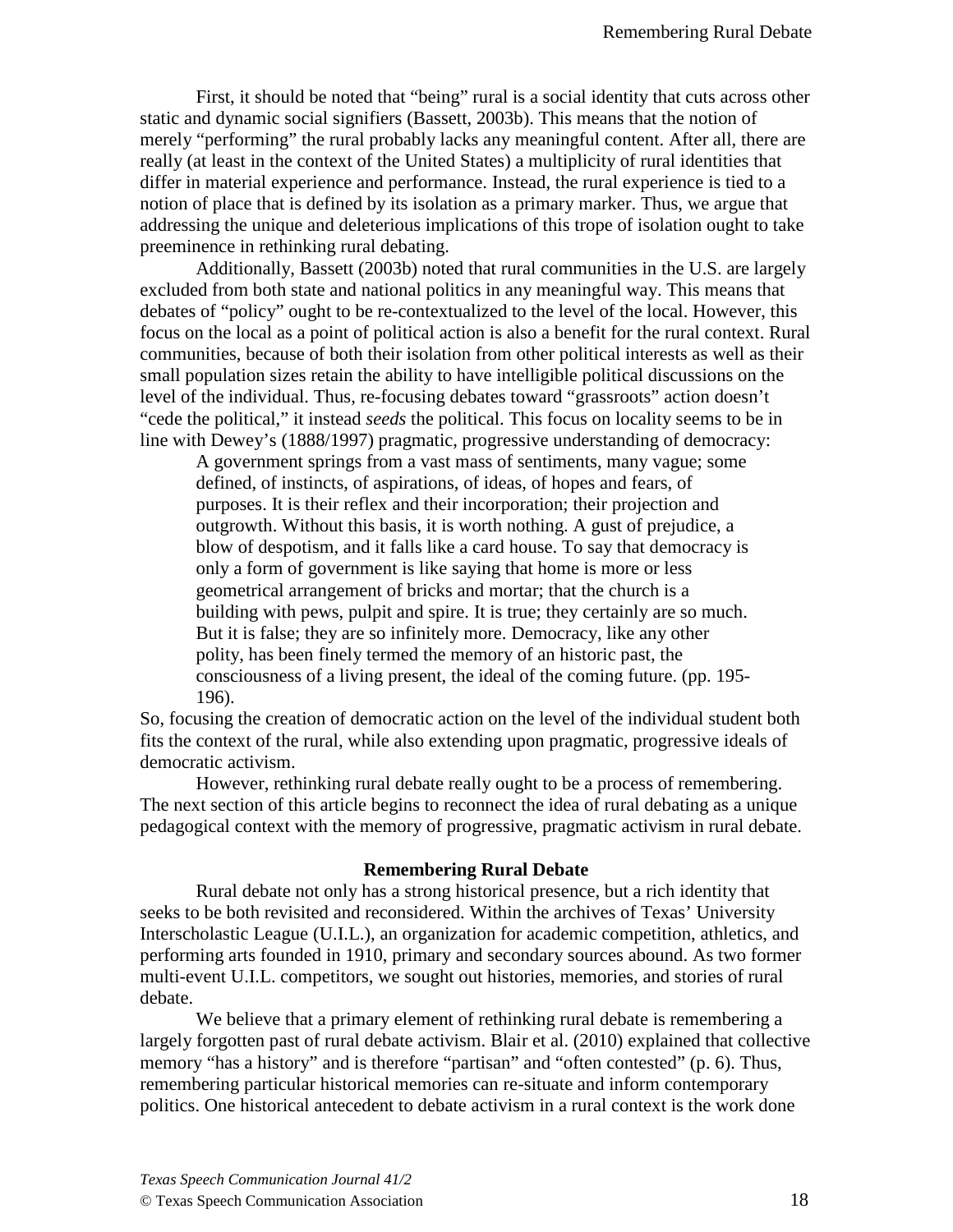First, it should be noted that "being" rural is a social identity that cuts across other static and dynamic social signifiers (Bassett, 2003b). This means that the notion of merely "performing" the rural probably lacks any meaningful content. After all, there are really (at least in the context of the United States) a multiplicity of rural identities that differ in material experience and performance. Instead, the rural experience is tied to a notion of place that is defined by its isolation as a primary marker. Thus, we argue that addressing the unique and deleterious implications of this trope of isolation ought to take preeminence in rethinking rural debating.

Additionally, Bassett (2003b) noted that rural communities in the U.S. are largely excluded from both state and national politics in any meaningful way. This means that debates of "policy" ought to be re-contextualized to the level of the local. However, this focus on the local as a point of political action is also a benefit for the rural context. Rural communities, because of both their isolation from other political interests as well as their small population sizes retain the ability to have intelligible political discussions on the level of the individual. Thus, re-focusing debates toward "grassroots" action doesn't "cede the political," it instead *seeds* the political. This focus on locality seems to be in line with Dewey's (1888/1997) pragmatic, progressive understanding of democracy:

> A government springs from a vast mass of sentiments, many vague; some defined, of instincts, of aspirations, of ideas, of hopes and fears, of purposes. It is their reflex and their incorporation; their projection and outgrowth. Without this basis, it is worth nothing. A gust of prejudice, a blow of despotism, and it falls like a card house. To say that democracy is only a form of government is like saying that home is more or less geometrical arrangement of bricks and mortar; that the church is a building with pews, pulpit and spire. It is true; they certainly are so much. But it is false; they are so infinitely more. Democracy, like any other polity, has been finely termed the memory of an historic past, the consciousness of a living present, the ideal of the coming future. (pp. 195-196).

So, focusing the creation of democratic action on the level of the individual student both fits the context of the rural, while also extending upon pragmatic, progressive ideals of democratic activism.

However, rethinking rural debate really ought to be a process of remembering. The next section of this article begins to reconnect the idea of rural debating as a unique pedagogical context with the memory of progressive, pragmatic activism in rural debate.

## Remembering Rural Debate

Rural debate not only has a strong historical presence, but a rich identity that seeks to be both revisited and reconsidered. Within the archives of Texas' University Interscholastic League (U.I.L.), an organization for academic competition, athletics, and performing arts founded in 1910, primary and secondary sources abound. As two former multi-event U.I.L. competitors, we sought out histories, memories, and stories of rural debate.

We believe that a primary element of rethinking rural debate is remembering a largely forgotten past of rural debate activism. Blair et al. (2010) explained that collective memory "has a history" and is therefore "partisan" and "often contested" (p. 6). Thus, remembering particular historical memories can re-situate and inform contemporary politics. One historical antecedent to debate activism in a rural context is the work done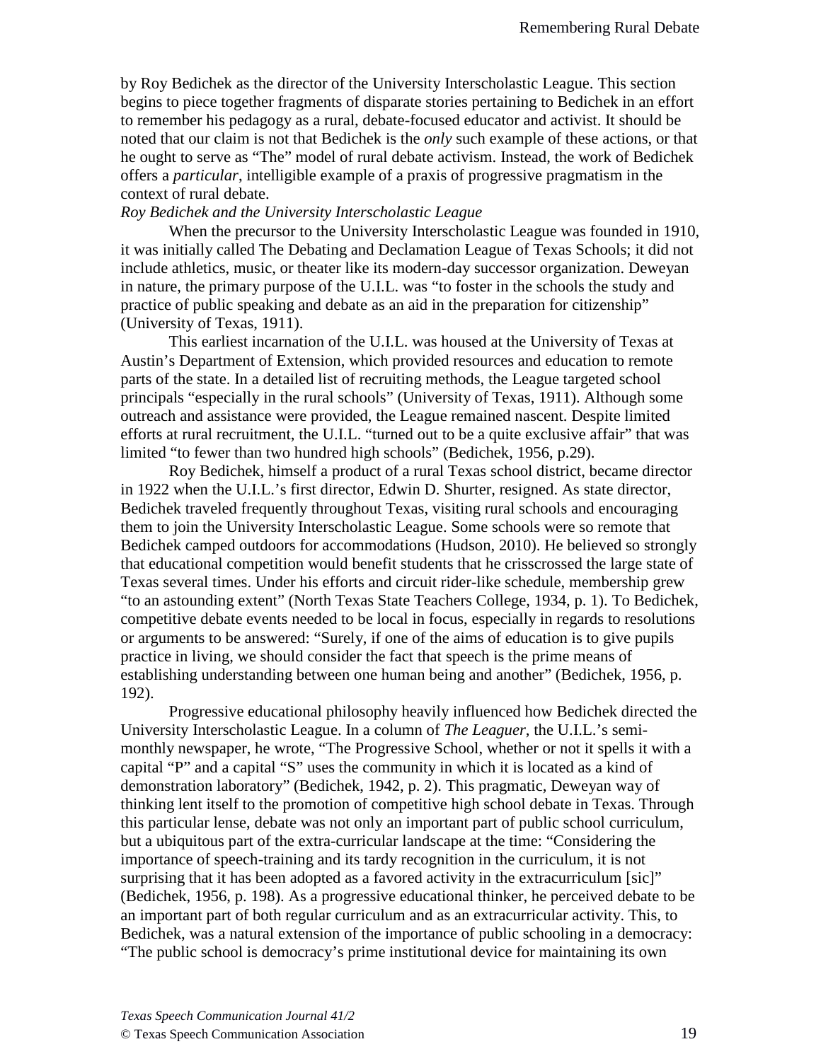by Roy Bedichek as the director of the University Interscholastic League. This section begins to piece together fragments of disparate stories pertaining to Bedichek in an effort to remember his pedagogy as a rural, debate-focused educator and activist. It should be noted that our claim is not that Bedichek is the *only* such example of these actions, or that he ought to serve as "The" model of rural debate activism. Instead, the work of Bedichek offers a *particular*, intelligible example of a praxis of progressive pragmatism in the context of rural debate.

*Roy Bedichek and the University Interscholastic League*

When the precursor to the University Interscholastic League was founded in 1910, it was initially called The Debating and Declamation League of Texas Schools; it did not include athletics, music, or theater like its modern-day successor organization. Deweyan in nature, the primary purpose of the U.I.L. was "to foster in the schools the study and practice of public speaking and debate as an aid in the preparation for citizenship" (University of Texas, 1911).

This earliest incarnation of the U.I.L. was housed at the University of Texas at Austin's Department of Extension, which provided resources and education to remote parts of the state. In a detailed list of recruiting methods, the League targeted school principals "especially in the rural schools" (University of Texas, 1911). Although some outreach and assistance were provided, the League remained nascent. Despite limited efforts at rural recruitment, the U.I.L. "turned out to be a quite exclusive affair" that was limited "to fewer than two hundred high schools" (Bedichek, 1956, p.29).

Roy Bedichek, himself a product of a rural Texas school district, became director in 1922 when the U.I.L.'s first director, Edwin D. Shurter, resigned. As state director, Bedichek traveled frequently throughout Texas, visiting rural schools and encouraging them to join the University Interscholastic League. Some schools were so remote that Bedichek camped outdoors for accommodations (Hudson, 2010). He believed so strongly that educational competition would benefit students that he crisscrossed the large state of Texas several times. Under his efforts and circuit rider-like schedule, membership grew "to an astounding extent" (North Texas State Teachers College, 1934, p. 1). To Bedichek, competitive debate events needed to be local in focus, especially in regards to resolutions or arguments to be answered: "Surely, if one of the aims of education is to give pupils practice in living, we should consider the fact that speech is the prime means of establishing understanding between one human being and another" (Bedichek, 1956, p. 192).

Progressive educational philosophy heavily influenced how Bedichek directed the University Interscholastic League. In a column of *The Leaguer*, the U.I.L.'s semi-monthly newspaper, he wrote, "The Progressive School, whether or not it spells it with a capital "P" and a capital "S" uses the community in which it is located as a kind of demonstration laboratory" (Bedichek, 1942, p. 2). This pragmatic, Deweyan way of thinking lent itself to the promotion of competitive high school debate in Texas. Through this particular lense, debate was not only an important part of public school curriculum, but a ubiquitous part of the extra-curricular landscape at the time: "Considering the importance of speech-training and its tardy recognition in the curriculum, it is not surprising that it has been adopted as a favored activity in the extracurriculum [sic]" (Bedichek, 1956, p. 198). As a progressive educational thinker, he perceived debate to be an important part of both regular curriculum and as an extracurricular activity. This, to Bedichek, was a natural extension of the importance of public schooling in a democracy: "The public school is democracy's prime institutional device for maintaining its own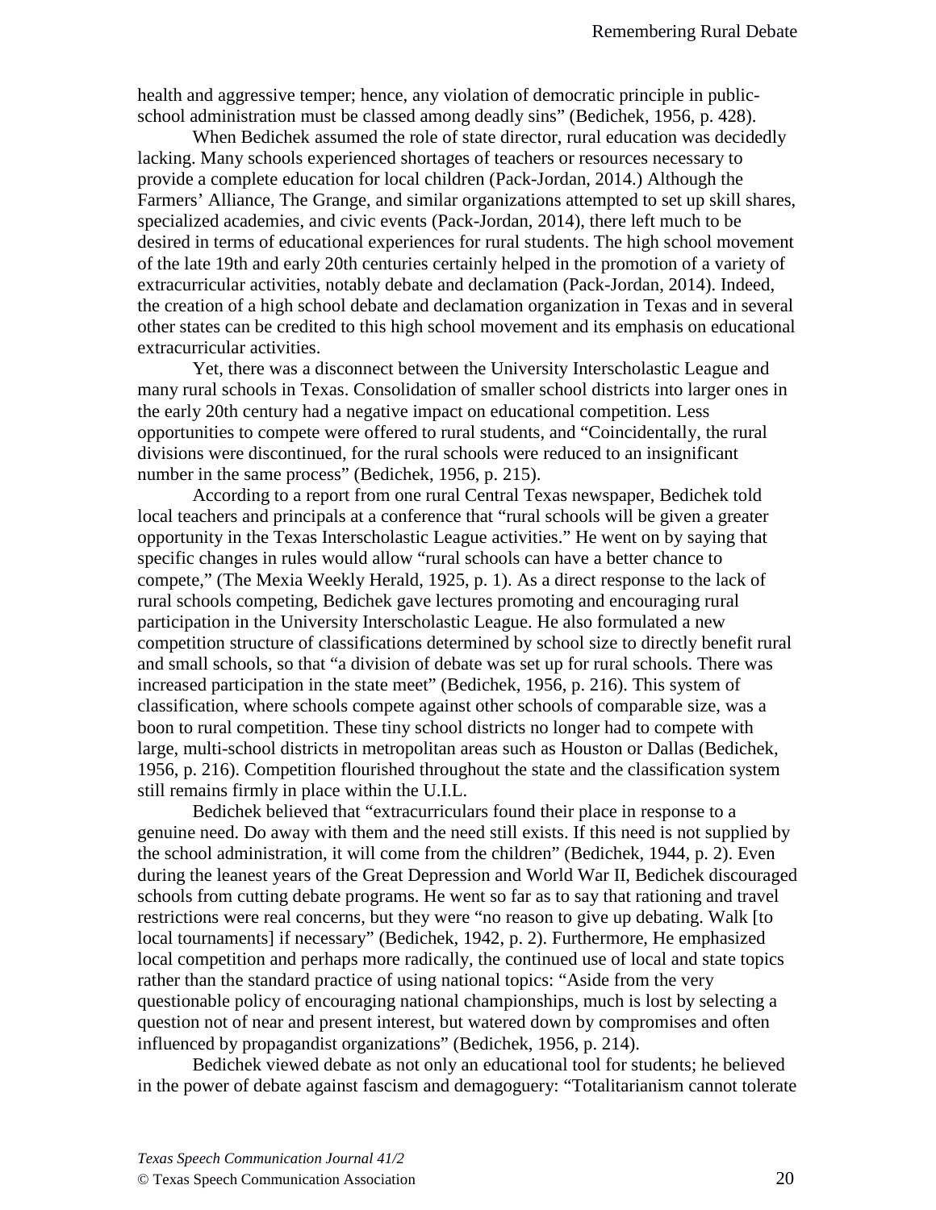health and aggressive temper; hence, any violation of democratic principle in public-school administration must be classed among deadly sins" (Bedichek, 1956, p. 428).

When Bedichek assumed the role of state director, rural education was decidedly lacking. Many schools experienced shortages of teachers or resources necessary to provide a complete education for local children (Pack-Jordan, 2014.) Although the Farmers' Alliance, The Grange, and similar organizations attempted to set up skill shares, specialized academies, and civic events (Pack-Jordan, 2014), there left much to be desired in terms of educational experiences for rural students. The high school movement of the late 19th and early 20th centuries certainly helped in the promotion of a variety of extracurricular activities, notably debate and declamation (Pack-Jordan, 2014). Indeed, the creation of a high school debate and declamation organization in Texas and in several other states can be credited to this high school movement and its emphasis on educational extracurricular activities.

Yet, there was a disconnect between the University Interscholastic League and many rural schools in Texas. Consolidation of smaller school districts into larger ones in the early 20th century had a negative impact on educational competition. Less opportunities to compete were offered to rural students, and "Coincidentally, the rural divisions were discontinued, for the rural schools were reduced to an insignificant number in the same process" (Bedichek, 1956, p. 215).

According to a report from one rural Central Texas newspaper, Bedichek told local teachers and principals at a conference that "rural schools will be given a greater opportunity in the Texas Interscholastic League activities." He went on by saying that specific changes in rules would allow "rural schools can have a better chance to compete," (The Mexia Weekly Herald, 1925, p. 1). As a direct response to the lack of rural schools competing, Bedichek gave lectures promoting and encouraging rural participation in the University Interscholastic League. He also formulated a new competition structure of classifications determined by school size to directly benefit rural and small schools, so that "a division of debate was set up for rural schools. There was increased participation in the state meet" (Bedichek, 1956, p. 216). This system of classification, where schools compete against other schools of comparable size, was a boon to rural competition. These tiny school districts no longer had to compete with large, multi-school districts in metropolitan areas such as Houston or Dallas (Bedichek, 1956, p. 216). Competition flourished throughout the state and the classification system still remains firmly in place within the U.I.L.

Bedichek believed that "extracurriculars found their place in response to a genuine need. Do away with them and the need still exists. If this need is not supplied by the school administration, it will come from the children" (Bedichek, 1944, p. 2). Even during the leanest years of the Great Depression and World War II, Bedichek discouraged schools from cutting debate programs. He went so far as to say that rationing and travel restrictions were real concerns, but they were "no reason to give up debating. Walk [to local tournaments] if necessary" (Bedichek, 1942, p. 2). Furthermore, He emphasized local competition and perhaps more radically, the continued use of local and state topics rather than the standard practice of using national topics: "Aside from the very questionable policy of encouraging national championships, much is lost by selecting a question not of near and present interest, but watered down by compromises and often influenced by propagandist organizations" (Bedichek, 1956, p. 214).

Bedichek viewed debate as not only an educational tool for students; he believed in the power of debate against fascism and demagoguery: "Totalitarianism cannot tolerate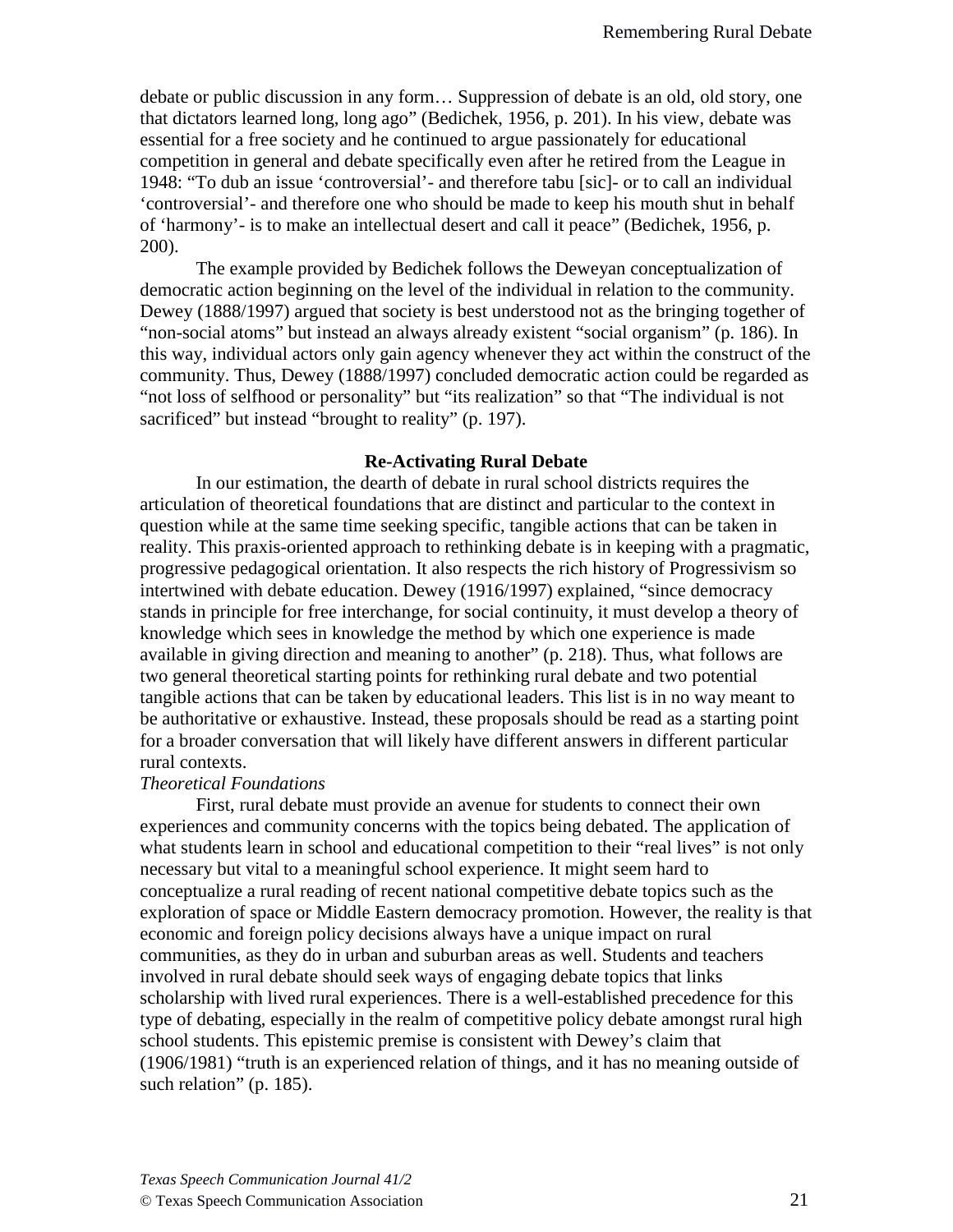debate or public discussion in any form… Suppression of debate is an old, old story, one that dictators learned long, long ago" (Bedichek, 1956, p. 201). In his view, debate was essential for a free society and he continued to argue passionately for educational competition in general and debate specifically even after he retired from the League in 1948: "To dub an issue 'controversial'- and therefore tabu [sic]- or to call an individual 'controversial'- and therefore one who should be made to keep his mouth shut in behalf of 'harmony'- is to make an intellectual desert and call it peace" (Bedichek, 1956, p. 200).

The example provided by Bedichek follows the Deweyan conceptualization of democratic action beginning on the level of the individual in relation to the community. Dewey (1888/1997) argued that society is best understood not as the bringing together of "non-social atoms" but instead an always already existent "social organism" (p. 186). In this way, individual actors only gain agency whenever they act within the construct of the community. Thus, Dewey (1888/1997) concluded democratic action could be regarded as "not loss of selfhood or personality" but "its realization" so that "The individual is not sacrificed" but instead "brought to reality" (p. 197).

## Re-Activating Rural Debate

In our estimation, the dearth of debate in rural school districts requires the articulation of theoretical foundations that are distinct and particular to the context in question while at the same time seeking specific, tangible actions that can be taken in reality. This praxis-oriented approach to rethinking debate is in keeping with a pragmatic, progressive pedagogical orientation. It also respects the rich history of Progressivism so intertwined with debate education. Dewey (1916/1997) explained, "since democracy stands in principle for free interchange, for social continuity, it must develop a theory of knowledge which sees in knowledge the method by which one experience is made available in giving direction and meaning to another" (p. 218). Thus, what follows are two general theoretical starting points for rethinking rural debate and two potential tangible actions that can be taken by educational leaders. This list is in no way meant to be authoritative or exhaustive. Instead, these proposals should be read as a starting point for a broader conversation that will likely have different answers in different particular rural contexts.

### *Theoretical Foundations*

First, rural debate must provide an avenue for students to connect their own experiences and community concerns with the topics being debated. The application of what students learn in school and educational competition to their "real lives" is not only necessary but vital to a meaningful school experience. It might seem hard to conceptualize a rural reading of recent national competitive debate topics such as the exploration of space or Middle Eastern democracy promotion. However, the reality is that economic and foreign policy decisions always have a unique impact on rural communities, as they do in urban and suburban areas as well. Students and teachers involved in rural debate should seek ways of engaging debate topics that links scholarship with lived rural experiences. There is a well-established precedence for this type of debating, especially in the realm of competitive policy debate amongst rural high school students. This epistemic premise is consistent with Dewey's claim that (1906/1981) "truth is an experienced relation of things, and it has no meaning outside of such relation" (p. 185).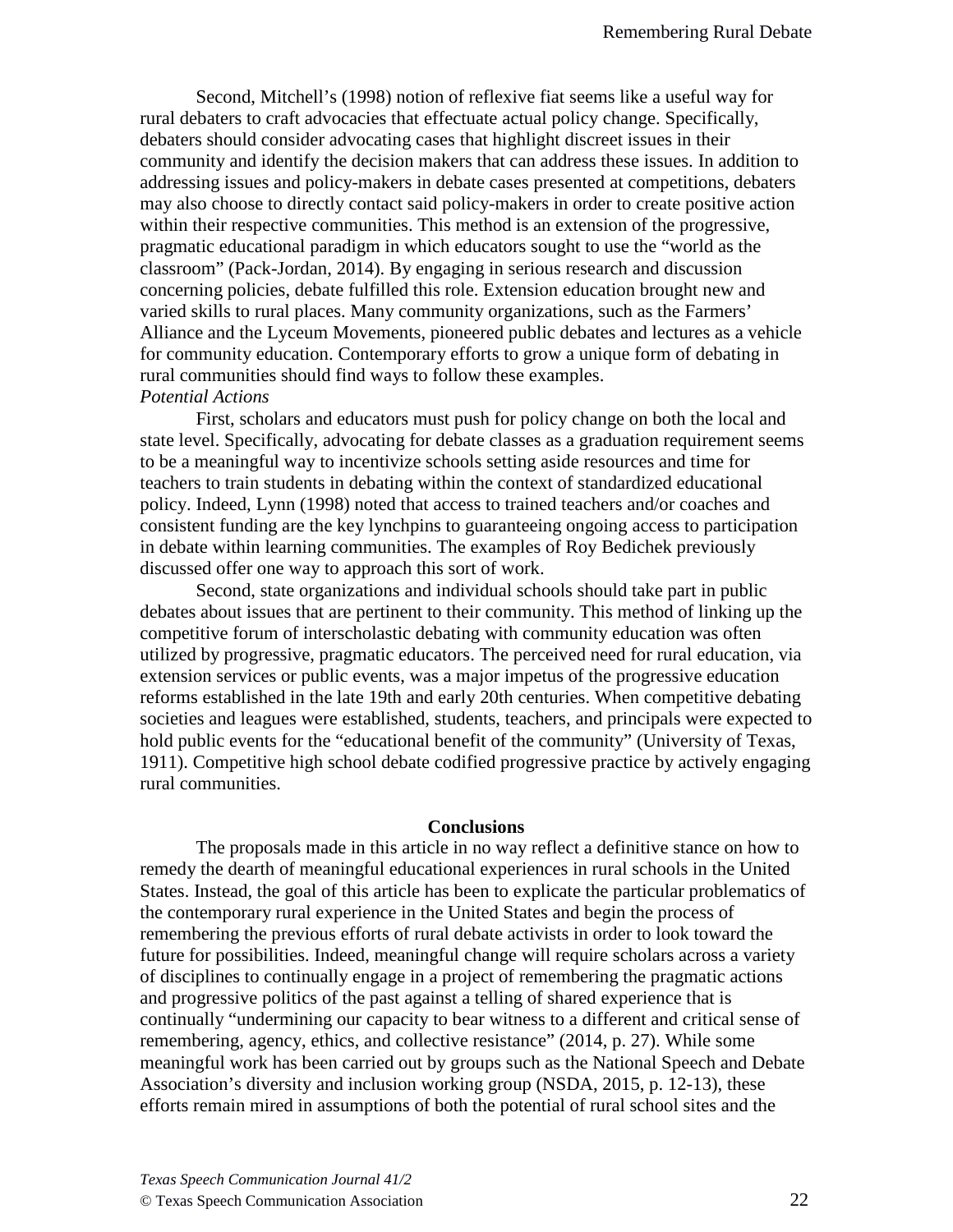Second, Mitchell's (1998) notion of reflexive fiat seems like a useful way for rural debaters to craft advocacies that effectuate actual policy change. Specifically, debaters should consider advocating cases that highlight discreet issues in their community and identify the decision makers that can address these issues. In addition to addressing issues and policy-makers in debate cases presented at competitions, debaters may also choose to directly contact said policy-makers in order to create positive action within their respective communities. This method is an extension of the progressive, pragmatic educational paradigm in which educators sought to use the "world as the classroom" (Pack-Jordan, 2014). By engaging in serious research and discussion concerning policies, debate fulfilled this role. Extension education brought new and varied skills to rural places. Many community organizations, such as the Farmers' Alliance and the Lyceum Movements, pioneered public debates and lectures as a vehicle for community education. Contemporary efforts to grow a unique form of debating in rural communities should find ways to follow these examples.

*Potential Actions*

First, scholars and educators must push for policy change on both the local and state level. Specifically, advocating for debate classes as a graduation requirement seems to be a meaningful way to incentivize schools setting aside resources and time for teachers to train students in debating within the context of standardized educational policy. Indeed, Lynn (1998) noted that access to trained teachers and/or coaches and consistent funding are the key lynchpins to guaranteeing ongoing access to participation in debate within learning communities. The examples of Roy Bedichek previously discussed offer one way to approach this sort of work.

Second, state organizations and individual schools should take part in public debates about issues that are pertinent to their community. This method of linking up the competitive forum of interscholastic debating with community education was often utilized by progressive, pragmatic educators. The perceived need for rural education, via extension services or public events, was a major impetus of the progressive education reforms established in the late 19th and early 20th centuries. When competitive debating societies and leagues were established, students, teachers, and principals were expected to hold public events for the "educational benefit of the community" (University of Texas, 1911). Competitive high school debate codified progressive practice by actively engaging rural communities.

## Conclusions

The proposals made in this article in no way reflect a definitive stance on how to remedy the dearth of meaningful educational experiences in rural schools in the United States. Instead, the goal of this article has been to explicate the particular problematics of the contemporary rural experience in the United States and begin the process of remembering the previous efforts of rural debate activists in order to look toward the future for possibilities. Indeed, meaningful change will require scholars across a variety of disciplines to continually engage in a project of remembering the pragmatic actions and progressive politics of the past against a telling of shared experience that is continually "undermining our capacity to bear witness to a different and critical sense of remembering, agency, ethics, and collective resistance" (2014, p. 27). While some meaningful work has been carried out by groups such as the National Speech and Debate Association's diversity and inclusion working group (NSDA, 2015, p. 12-13), these efforts remain mired in assumptions of both the potential of rural school sites and the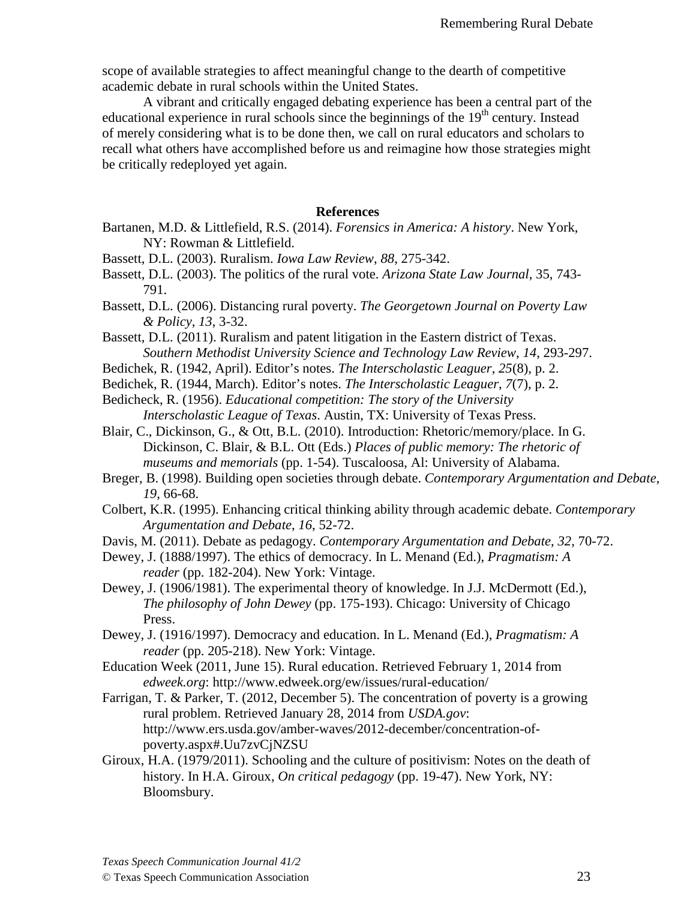scope of available strategies to affect meaningful change to the dearth of competitive academic debate in rural schools within the United States.

A vibrant and critically engaged debating experience has been a central part of the educational experience in rural schools since the beginnings of the 19th century. Instead of merely considering what is to be done then, we call on rural educators and scholars to recall what others have accomplished before us and reimagine how those strategies might be critically redeployed yet again.

## References

Bartanen, M.D. & Littlefield, R.S. (2014). *Forensics in America: A history*. New York, NY: Rowman & Littlefield.

Bassett, D.L. (2003). Ruralism. *Iowa Law Review*, *88*, 275-342.

Bassett, D.L. (2003). The politics of the rural vote. *Arizona State Law Journal*, 35, 743-791.

Bassett, D.L. (2006). Distancing rural poverty. *The Georgetown Journal on Poverty Law & Policy*, *13*, 3-32.

Bassett, D.L. (2011). Ruralism and patent litigation in the Eastern district of Texas. *Southern Methodist University Science and Technology Law Review*, *14*, 293-297.

Bedichek, R. (1942, April). Editor's notes. *The Interscholastic Leaguer*, *25*(8), p. 2.

Bedichek, R. (1944, March). Editor's notes. *The Interscholastic Leaguer*, *7*(7), p. 2.

Bedicheck, R. (1956). *Educational competition: The story of the University Interscholastic League of Texas*. Austin, TX: University of Texas Press.

Blair, C., Dickinson, G., & Ott, B.L. (2010). Introduction: Rhetoric/memory/place. In G. Dickinson, C. Blair, & B.L. Ott (Eds.) *Places of public memory: The rhetoric of museums and memorials* (pp. 1-54). Tuscaloosa, Al: University of Alabama.

Breger, B. (1998). Building open societies through debate. *Contemporary Argumentation and Debate*, *19*, 66-68.

Colbert, K.R. (1995). Enhancing critical thinking ability through academic debate. *Contemporary Argumentation and Debate*, *16*, 52-72.

Davis, M. (2011). Debate as pedagogy. *Contemporary Argumentation and Debate*, *32*, 70-72.

Dewey, J. (1888/1997). The ethics of democracy. In L. Menand (Ed.), *Pragmatism: A reader* (pp. 182-204). New York: Vintage.

Dewey, J. (1906/1981). The experimental theory of knowledge. In J.J. McDermott (Ed.), *The philosophy of John Dewey* (pp. 175-193). Chicago: University of Chicago Press.

Dewey, J. (1916/1997). Democracy and education. In L. Menand (Ed.), *Pragmatism: A reader* (pp. 205-218). New York: Vintage.

Education Week (2011, June 15). Rural education. Retrieved February 1, 2014 from *edweek.org*: http://www.edweek.org/ew/issues/rural-education/

Farrigan, T. & Parker, T. (2012, December 5). The concentration of poverty is a growing rural problem. Retrieved January 28, 2014 from *USDA.gov*: http://www.ers.usda.gov/amber-waves/2012-december/concentration-of-poverty.aspx#.Uu7zvCjNZSU

Giroux, H.A. (1979/2011). Schooling and the culture of positivism: Notes on the death of history. In H.A. Giroux, *On critical pedagogy* (pp. 19-47). New York, NY: Bloomsbury.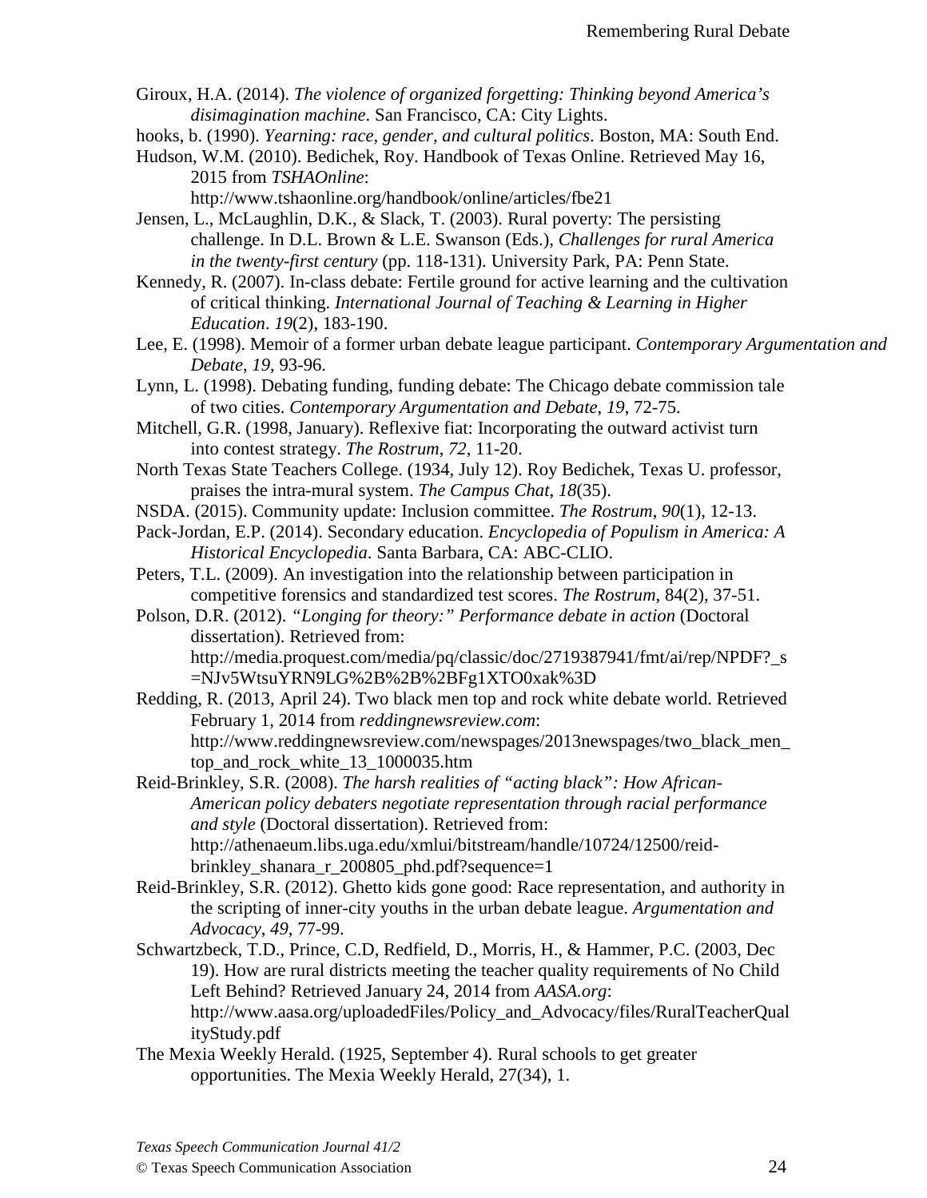Giroux, H.A. (2014). *The violence of organized forgetting: Thinking beyond America's disimagination machine*. San Francisco, CA: City Lights.

hooks, b. (1990). *Yearning: race, gender, and cultural politics*. Boston, MA: South End.

Hudson, W.M. (2010). Bedichek, Roy. Handbook of Texas Online. Retrieved May 16, 2015 from *TSHAOnline*: http://www.tshaonline.org/handbook/online/articles/fbe21

Jensen, L., McLaughlin, D.K., & Slack, T. (2003). Rural poverty: The persisting challenge. In D.L. Brown & L.E. Swanson (Eds.), *Challenges for rural America in the twenty-first century* (pp. 118-131). University Park, PA: Penn State.

Kennedy, R. (2007). In-class debate: Fertile ground for active learning and the cultivation of critical thinking. *International Journal of Teaching & Learning in Higher Education*. *19*(2), 183-190.

Lee, E. (1998). Memoir of a former urban debate league participant. *Contemporary Argumentation and Debate*, *19*, 93-96.

Lynn, L. (1998). Debating funding, funding debate: The Chicago debate commission tale of two cities. *Contemporary Argumentation and Debate*, *19*, 72-75.

Mitchell, G.R. (1998, January). Reflexive fiat: Incorporating the outward activist turn into contest strategy. *The Rostrum*, *72*, 11-20.

North Texas State Teachers College. (1934, July 12). Roy Bedichek, Texas U. professor, praises the intra-mural system. *The Campus Chat*, *18*(35).

NSDA. (2015). Community update: Inclusion committee. *The Rostrum*, *90*(1), 12-13.

Pack-Jordan, E.P. (2014). Secondary education. *Encyclopedia of Populism in America: A Historical Encyclopedia.* Santa Barbara, CA: ABC-CLIO.

Peters, T.L. (2009). An investigation into the relationship between participation in competitive forensics and standardized test scores. *The Rostrum*, 84(2), 37-51.

Polson, D.R. (2012). *"Longing for theory:" Performance debate in action* (Doctoral dissertation). Retrieved from: http://media.proquest.com/media/pq/classic/doc/2719387941/fmt/ai/rep/NPDF?_s=NJv5WtsuYRN9LG%2B%2B%2BFg1XTO0xak%3D

Redding, R. (2013, April 24). Two black men top and rock white debate world. Retrieved February 1, 2014 from *reddingnewsreview.com*: http://www.reddingnewsreview.com/newspages/2013newspages/two_black_men_top_and_rock_white_13_1000035.htm

Reid-Brinkley, S.R. (2008). *The harsh realities of "acting black": How African-American policy debaters negotiate representation through racial performance and style* (Doctoral dissertation). Retrieved from: http://athenaeum.libs.uga.edu/xmlui/bitstream/handle/10724/12500/reid-brinkley_shanara_r_200805_phd.pdf?sequence=1

Reid-Brinkley, S.R. (2012). Ghetto kids gone good: Race representation, and authority in the scripting of inner-city youths in the urban debate league. *Argumentation and Advocacy*, *49*, 77-99.

Schwartzbeck, T.D., Prince, C.D, Redfield, D., Morris, H., & Hammer, P.C. (2003, Dec 19). How are rural districts meeting the teacher quality requirements of No Child Left Behind? Retrieved January 24, 2014 from *AASA.org*: http://www.aasa.org/uploadedFiles/Policy_and_Advocacy/files/RuralTeacherQualityStudy.pdf

The Mexia Weekly Herald. (1925, September 4). Rural schools to get greater opportunities. The Mexia Weekly Herald, 27(34), 1.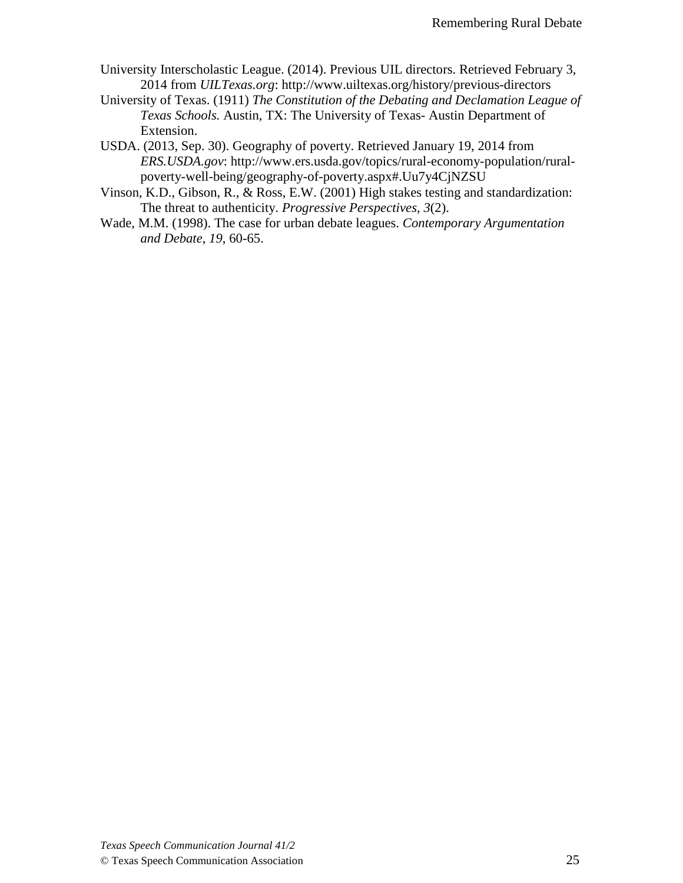University Interscholastic League. (2014). Previous UIL directors. Retrieved February 3, 2014 from *UILTexas.org*: http://www.uiltexas.org/history/previous-directors

University of Texas. (1911) *The Constitution of the Debating and Declamation League of Texas Schools.* Austin, TX: The University of Texas- Austin Department of Extension.

USDA. (2013, Sep. 30). Geography of poverty. Retrieved January 19, 2014 from *ERS.USDA.gov*: http://www.ers.usda.gov/topics/rural-economy-population/rural-poverty-well-being/geography-of-poverty.aspx#.Uu7y4CjNZSU

Vinson, K.D., Gibson, R., & Ross, E.W. (2001) High stakes testing and standardization: The threat to authenticity. *Progressive Perspectives, 3*(2).

Wade, M.M. (1998). The case for urban debate leagues. *Contemporary Argumentation and Debate*, *19*, 60-65.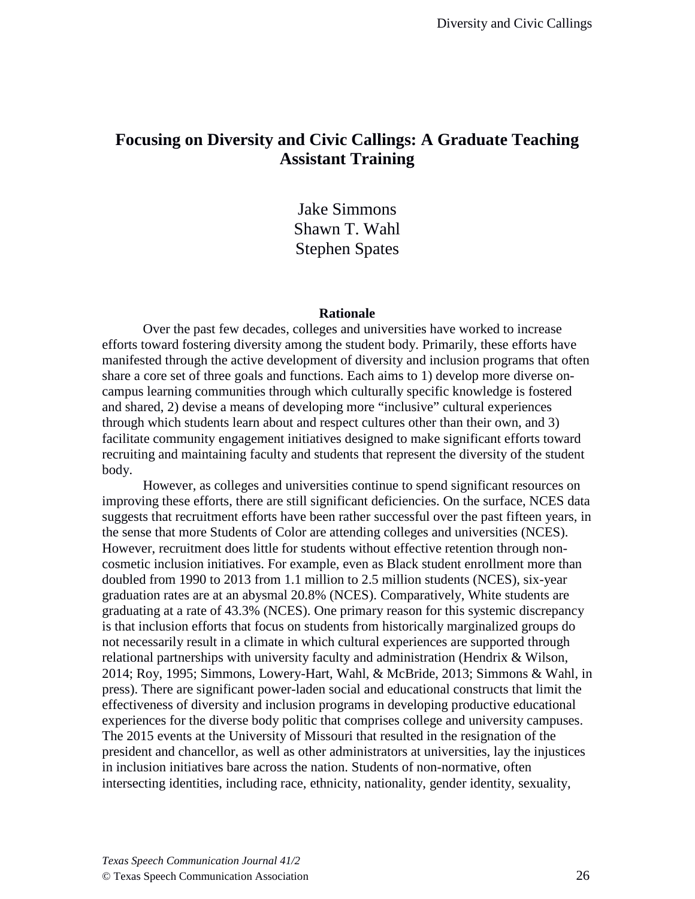# Focusing on Diversity and Civic Callings: A Graduate Teaching Assistant Training

Jake Simmons
Shawn T. Wahl
Stephen Spates

## Rationale

Over the past few decades, colleges and universities have worked to increase efforts toward fostering diversity among the student body. Primarily, these efforts have manifested through the active development of diversity and inclusion programs that often share a core set of three goals and functions. Each aims to 1) develop more diverse on-campus learning communities through which culturally specific knowledge is fostered and shared, 2) devise a means of developing more "inclusive" cultural experiences through which students learn about and respect cultures other than their own, and 3) facilitate community engagement initiatives designed to make significant efforts toward recruiting and maintaining faculty and students that represent the diversity of the student body.

However, as colleges and universities continue to spend significant resources on improving these efforts, there are still significant deficiencies. On the surface, NCES data suggests that recruitment efforts have been rather successful over the past fifteen years, in the sense that more Students of Color are attending colleges and universities (NCES). However, recruitment does little for students without effective retention through non-cosmetic inclusion initiatives. For example, even as Black student enrollment more than doubled from 1990 to 2013 from 1.1 million to 2.5 million students (NCES), six-year graduation rates are at an abysmal 20.8% (NCES). Comparatively, White students are graduating at a rate of 43.3% (NCES). One primary reason for this systemic discrepancy is that inclusion efforts that focus on students from historically marginalized groups do not necessarily result in a climate in which cultural experiences are supported through relational partnerships with university faculty and administration (Hendrix & Wilson, 2014; Roy, 1995; Simmons, Lowery-Hart, Wahl, & McBride, 2013; Simmons & Wahl, in press). There are significant power-laden social and educational constructs that limit the effectiveness of diversity and inclusion programs in developing productive educational experiences for the diverse body politic that comprises college and university campuses. The 2015 events at the University of Missouri that resulted in the resignation of the president and chancellor, as well as other administrators at universities, lay the injustices in inclusion initiatives bare across the nation. Students of non-normative, often intersecting identities, including race, ethnicity, nationality, gender identity, sexuality,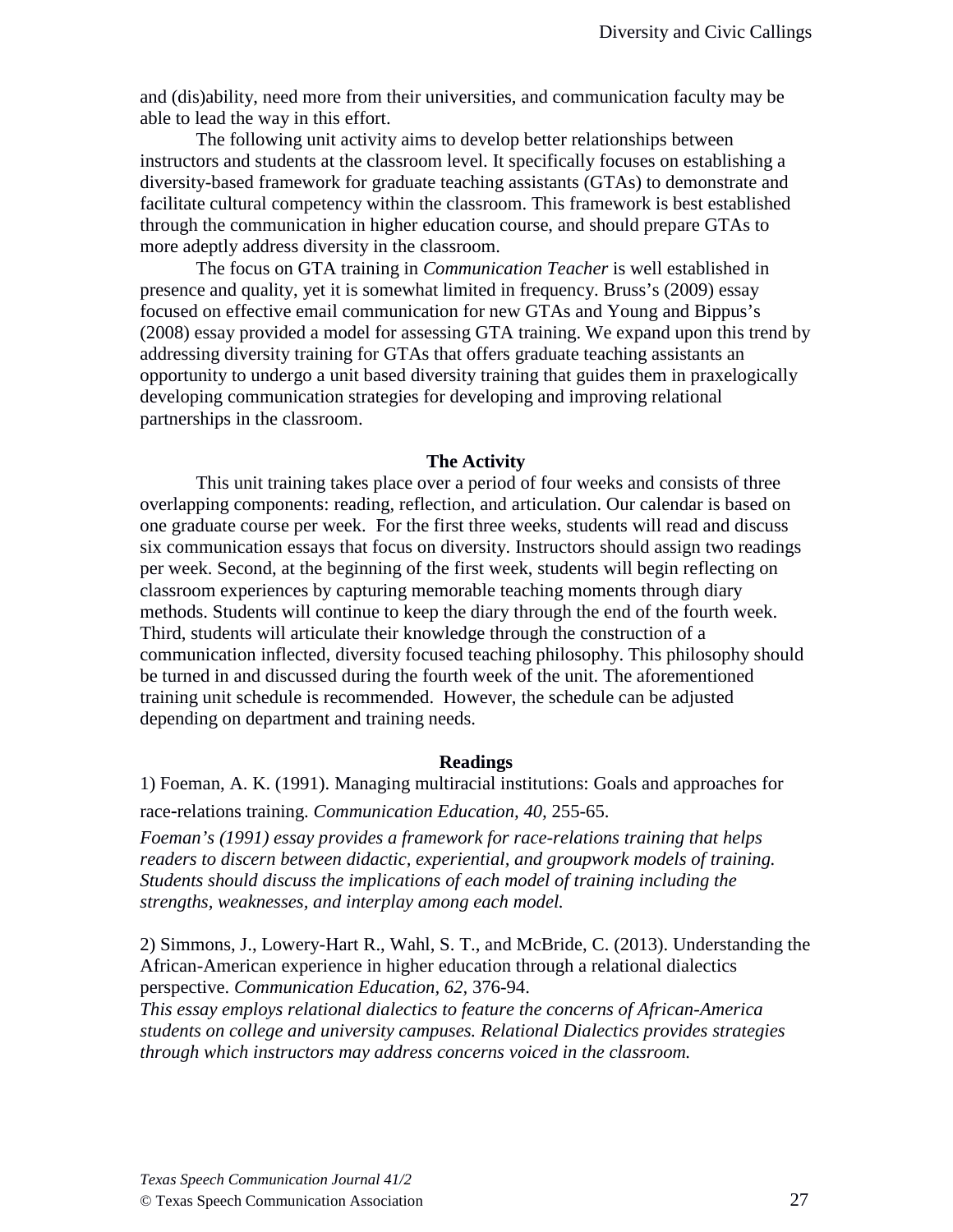and (dis)ability, need more from their universities, and communication faculty may be able to lead the way in this effort.

The following unit activity aims to develop better relationships between instructors and students at the classroom level. It specifically focuses on establishing a diversity-based framework for graduate teaching assistants (GTAs) to demonstrate and facilitate cultural competency within the classroom. This framework is best established through the communication in higher education course, and should prepare GTAs to more adeptly address diversity in the classroom.

The focus on GTA training in *Communication Teacher* is well established in presence and quality, yet it is somewhat limited in frequency. Bruss's (2009) essay focused on effective email communication for new GTAs and Young and Bippus's (2008) essay provided a model for assessing GTA training. We expand upon this trend by addressing diversity training for GTAs that offers graduate teaching assistants an opportunity to undergo a unit based diversity training that guides them in praxelogically developing communication strategies for developing and improving relational partnerships in the classroom.

## The Activity

This unit training takes place over a period of four weeks and consists of three overlapping components: reading, reflection, and articulation. Our calendar is based on one graduate course per week. For the first three weeks, students will read and discuss six communication essays that focus on diversity. Instructors should assign two readings per week. Second, at the beginning of the first week, students will begin reflecting on classroom experiences by capturing memorable teaching moments through diary methods. Students will continue to keep the diary through the end of the fourth week. Third, students will articulate their knowledge through the construction of a communication inflected, diversity focused teaching philosophy. This philosophy should be turned in and discussed during the fourth week of the unit. The aforementioned training unit schedule is recommended. However, the schedule can be adjusted depending on department and training needs.

### Readings

1) Foeman, A. K. (1991). Managing multiracial institutions: Goals and approaches for race-relations training. *Communication Education*, *40*, 255-65.

*Foeman's (1991) essay provides a framework for race-relations training that helps readers to discern between didactic, experiential, and groupwork models of training. Students should discuss the implications of each model of training including the strengths, weaknesses, and interplay among each model.*

2) Simmons, J., Lowery-Hart R., Wahl, S. T., and McBride, C. (2013). Understanding the African-American experience in higher education through a relational dialectics perspective. *Communication Education*, *62*, 376-94.

*This essay employs relational dialectics to feature the concerns of African-America students on college and university campuses. Relational Dialectics provides strategies through which instructors may address concerns voiced in the classroom.*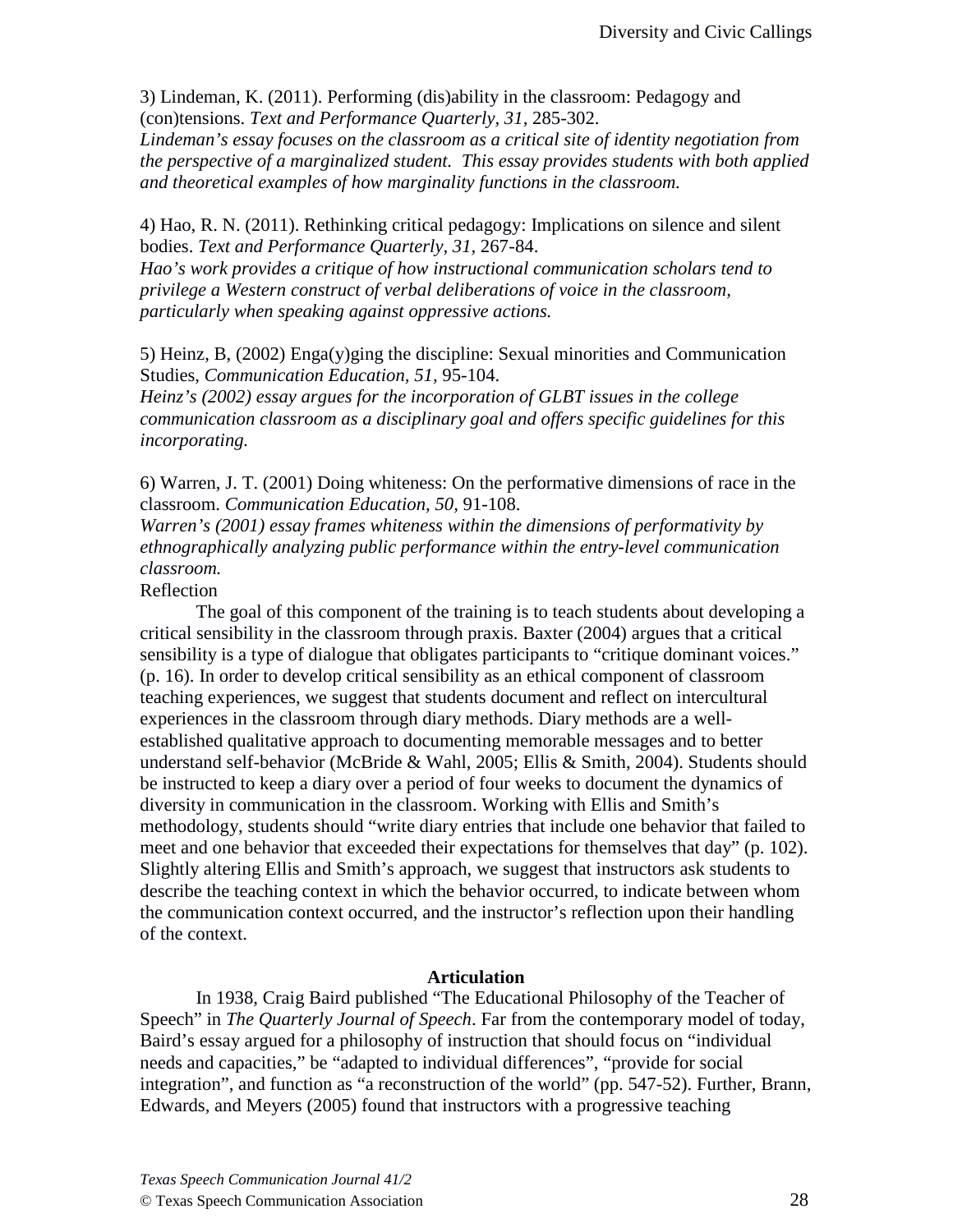3) Lindeman, K. (2011). Performing (dis)ability in the classroom: Pedagogy and (con)tensions. *Text and Performance Quarterly, 31*, 285-302.
*Lindeman's essay focuses on the classroom as a critical site of identity negotiation from the perspective of a marginalized student. This essay provides students with both applied and theoretical examples of how marginality functions in the classroom.*

4) Hao, R. N. (2011). Rethinking critical pedagogy: Implications on silence and silent bodies. *Text and Performance Quarterly, 31*, 267-84.
*Hao's work provides a critique of how instructional communication scholars tend to privilege a Western construct of verbal deliberations of voice in the classroom, particularly when speaking against oppressive actions.*

5) Heinz, B, (2002) Enga(y)ging the discipline: Sexual minorities and Communication Studies, *Communication Education, 51*, 95-104.
*Heinz's (2002) essay argues for the incorporation of GLBT issues in the college communication classroom as a disciplinary goal and offers specific guidelines for this incorporating.*

6) Warren, J. T. (2001) Doing whiteness: On the performative dimensions of race in the classroom. *Communication Education, 50*, 91-108.
*Warren's (2001) essay frames whiteness within the dimensions of performativity by ethnographically analyzing public performance within the entry-level communication classroom.*

Reflection

The goal of this component of the training is to teach students about developing a critical sensibility in the classroom through praxis. Baxter (2004) argues that a critical sensibility is a type of dialogue that obligates participants to "critique dominant voices." (p. 16). In order to develop critical sensibility as an ethical component of classroom teaching experiences, we suggest that students document and reflect on intercultural experiences in the classroom through diary methods. Diary methods are a well-established qualitative approach to documenting memorable messages and to better understand self-behavior (McBride & Wahl, 2005; Ellis & Smith, 2004). Students should be instructed to keep a diary over a period of four weeks to document the dynamics of diversity in communication in the classroom. Working with Ellis and Smith's methodology, students should "write diary entries that include one behavior that failed to meet and one behavior that exceeded their expectations for themselves that day" (p. 102). Slightly altering Ellis and Smith's approach, we suggest that instructors ask students to describe the teaching context in which the behavior occurred, to indicate between whom the communication context occurred, and the instructor's reflection upon their handling of the context.

## Articulation

In 1938, Craig Baird published "The Educational Philosophy of the Teacher of Speech" in *The Quarterly Journal of Speech*. Far from the contemporary model of today, Baird's essay argued for a philosophy of instruction that should focus on "individual needs and capacities," be "adapted to individual differences", "provide for social integration", and function as "a reconstruction of the world" (pp. 547-52). Further, Brann, Edwards, and Meyers (2005) found that instructors with a progressive teaching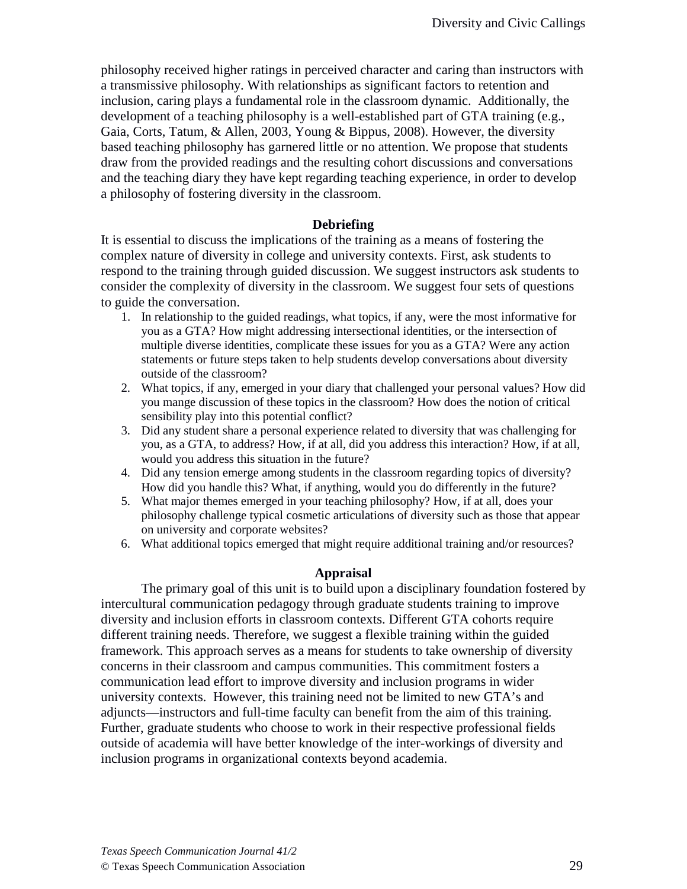philosophy received higher ratings in perceived character and caring than instructors with a transmissive philosophy. With relationships as significant factors to retention and inclusion, caring plays a fundamental role in the classroom dynamic. Additionally, the development of a teaching philosophy is a well-established part of GTA training (e.g., Gaia, Corts, Tatum, & Allen, 2003, Young & Bippus, 2008). However, the diversity based teaching philosophy has garnered little or no attention. We propose that students draw from the provided readings and the resulting cohort discussions and conversations and the teaching diary they have kept regarding teaching experience, in order to develop a philosophy of fostering diversity in the classroom.

## Debriefing

It is essential to discuss the implications of the training as a means of fostering the complex nature of diversity in college and university contexts. First, ask students to respond to the training through guided discussion. We suggest instructors ask students to consider the complexity of diversity in the classroom. We suggest four sets of questions to guide the conversation.

1. In relationship to the guided readings, what topics, if any, were the most informative for you as a GTA? How might addressing intersectional identities, or the intersection of multiple diverse identities, complicate these issues for you as a GTA? Were any action statements or future steps taken to help students develop conversations about diversity outside of the classroom?
2. What topics, if any, emerged in your diary that challenged your personal values? How did you mange discussion of these topics in the classroom? How does the notion of critical sensibility play into this potential conflict?
3. Did any student share a personal experience related to diversity that was challenging for you, as a GTA, to address? How, if at all, did you address this interaction? How, if at all, would you address this situation in the future?
4. Did any tension emerge among students in the classroom regarding topics of diversity? How did you handle this? What, if anything, would you do differently in the future?
5. What major themes emerged in your teaching philosophy? How, if at all, does your philosophy challenge typical cosmetic articulations of diversity such as those that appear on university and corporate websites?
6. What additional topics emerged that might require additional training and/or resources?

## Appraisal

The primary goal of this unit is to build upon a disciplinary foundation fostered by intercultural communication pedagogy through graduate students training to improve diversity and inclusion efforts in classroom contexts. Different GTA cohorts require different training needs. Therefore, we suggest a flexible training within the guided framework. This approach serves as a means for students to take ownership of diversity concerns in their classroom and campus communities. This commitment fosters a communication lead effort to improve diversity and inclusion programs in wider university contexts. However, this training need not be limited to new GTA's and adjuncts—instructors and full-time faculty can benefit from the aim of this training. Further, graduate students who choose to work in their respective professional fields outside of academia will have better knowledge of the inter-workings of diversity and inclusion programs in organizational contexts beyond academia.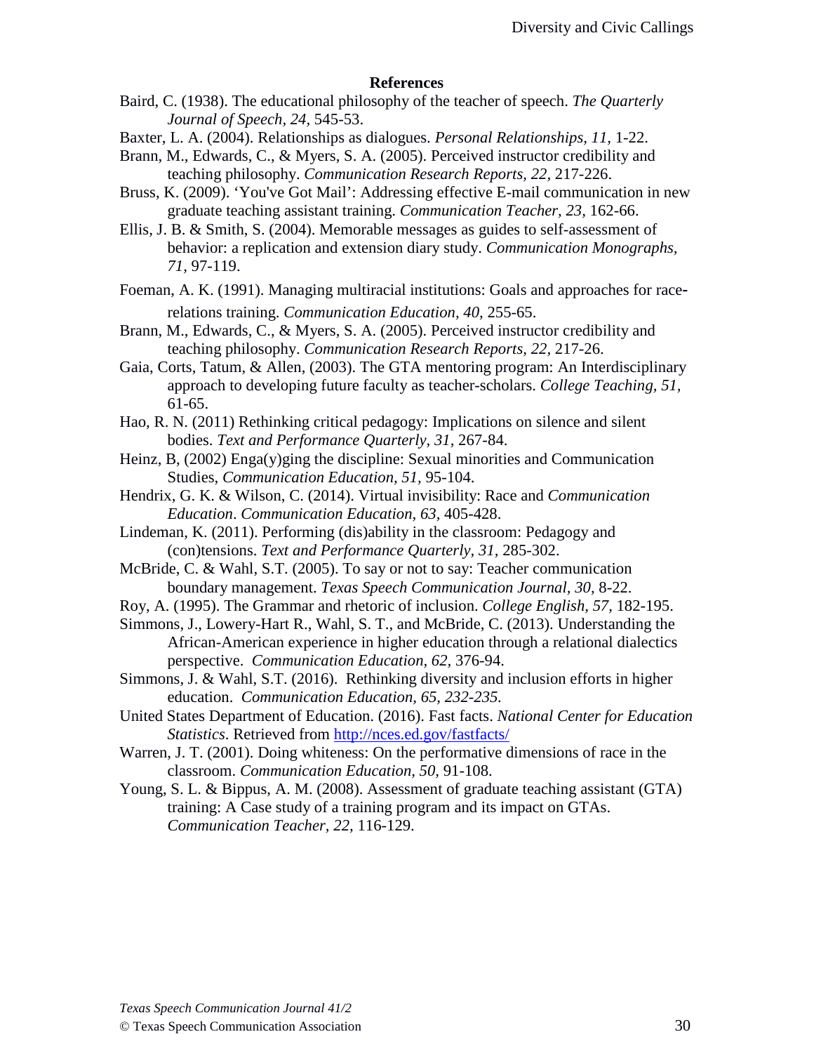**References**

Baird, C. (1938). The educational philosophy of the teacher of speech. *The Quarterly Journal of Speech, 24,* 545-53.

Baxter, L. A. (2004). Relationships as dialogues. *Personal Relationships, 11,* 1-22.

Brann, M., Edwards, C., & Myers, S. A. (2005). Perceived instructor credibility and teaching philosophy. *Communication Research Reports, 22,* 217-226.

Bruss, K. (2009). 'You've Got Mail': Addressing effective E-mail communication in new graduate teaching assistant training. *Communication Teacher, 23,* 162-66.

Ellis, J. B. & Smith, S. (2004). Memorable messages as guides to self-assessment of behavior: a replication and extension diary study. *Communication Monographs, 71,* 97-119.

Foeman, A. K. (1991). Managing multiracial institutions: Goals and approaches for race-relations training. *Communication Education, 40,* 255-65.

Brann, M., Edwards, C., & Myers, S. A. (2005). Perceived instructor credibility and teaching philosophy. *Communication Research Reports, 22,* 217-26.

Gaia, Corts, Tatum, & Allen, (2003). The GTA mentoring program: An Interdisciplinary approach to developing future faculty as teacher-scholars. *College Teaching, 51,* 61-65.

Hao, R. N. (2011) Rethinking critical pedagogy: Implications on silence and silent bodies. *Text and Performance Quarterly, 31,* 267-84.

Heinz, B, (2002) Enga(y)ging the discipline: Sexual minorities and Communication Studies, *Communication Education, 51,* 95-104.

Hendrix, G. K. & Wilson, C. (2014). Virtual invisibility: Race and *Communication Education*. *Communication Education, 63,* 405-428.

Lindeman, K. (2011). Performing (dis)ability in the classroom: Pedagogy and (con)tensions. *Text and Performance Quarterly, 31,* 285-302.

McBride, C. & Wahl, S.T. (2005). To say or not to say: Teacher communication boundary management. *Texas Speech Communication Journal, 30,* 8-22.

Roy, A. (1995). The Grammar and rhetoric of inclusion. *College English, 57,* 182-195.

Simmons, J., Lowery-Hart R., Wahl, S. T., and McBride, C. (2013). Understanding the African-American experience in higher education through a relational dialectics perspective. *Communication Education, 62,* 376-94.

Simmons, J. & Wahl, S.T. (2016). Rethinking diversity and inclusion efforts in higher education. *Communication Education, 65, 232-235.*

United States Department of Education. (2016). Fast facts. *National Center for Education Statistics*. Retrieved from http://nces.ed.gov/fastfacts/

Warren, J. T. (2001). Doing whiteness: On the performative dimensions of race in the classroom. *Communication Education, 50,* 91-108.

Young, S. L. & Bippus, A. M. (2008). Assessment of graduate teaching assistant (GTA) training: A Case study of a training program and its impact on GTAs. *Communication Teacher, 22,* 116-129.